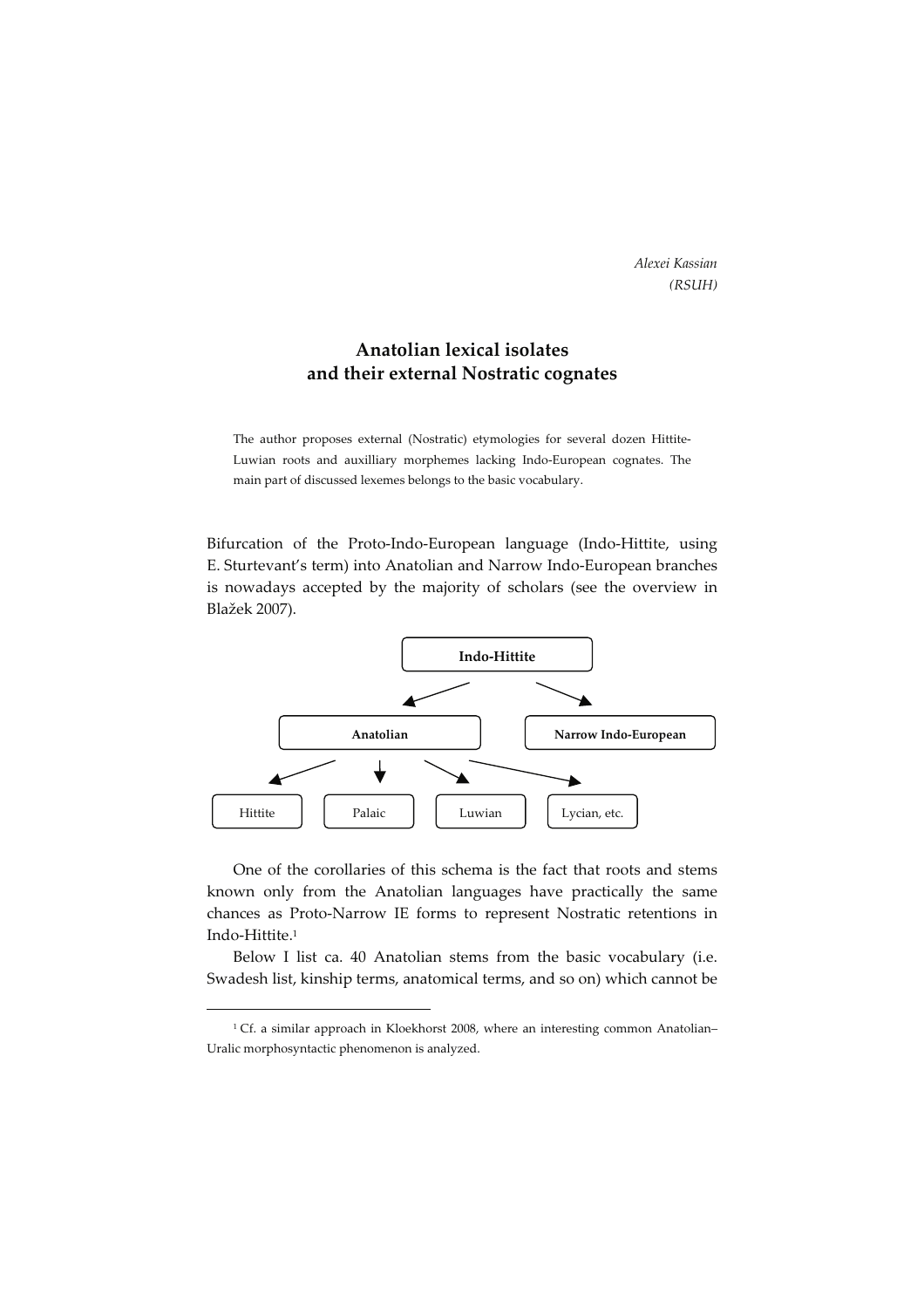*Alexei Kassian*
*(RSUH)*

# Anatolian lexical isolates and their external Nostratic cognates

> The author proposes external (Nostratic) etymologies for several dozen Hittite-Luwian roots and auxilliary morphemes lacking Indo-European cognates. The main part of discussed lexemes belongs to the basic vocabulary.

Bifurcation of the Proto-Indo-European language (Indo-Hittite, using E. Sturtevant's term) into Anatolian and Narrow Indo-European branches is nowadays accepted by the majority of scholars (see the overview in Blažek 2007).

- **Indo-Hittite**
  - **Anatolian**
    - Hittite
    - Palaic
    - Luwian
    - Lycian, etc.
  - **Narrow Indo-European**

One of the corollaries of this schema is the fact that roots and stems known only from the Anatolian languages have practically the same chances as Proto-Narrow IE forms to represent Nostratic retentions in Indo-Hittite.[1]

Below I list ca. 40 Anatolian stems from the basic vocabulary (i.e. Swadesh list, kinship terms, anatomical terms, and so on) which cannot be

---

[1] Cf. a similar approach in Kloekhorst 2008, where an interesting common Anatolian–Uralic morphosyntactic phenomenon is analyzed.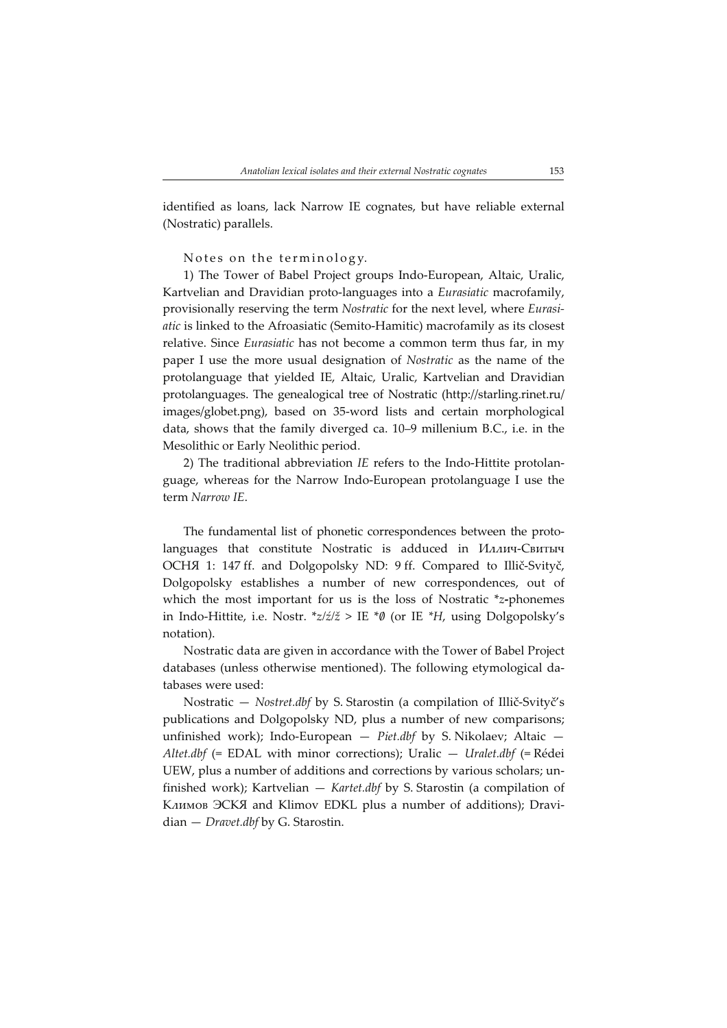identified as loans, lack Narrow IE cognates, but have reliable external (Nostratic) parallels.

Notes on the terminology.

1) The Tower of Babel Project groups Indo-European, Altaic, Uralic, Kartvelian and Dravidian proto-languages into a *Eurasiatic* macrofamily, provisionally reserving the term *Nostratic* for the next level, where *Eurasiatic* is linked to the Afroasiatic (Semito-Hamitic) macrofamily as its closest relative. Since *Eurasiatic* has not become a common term thus far, in my paper I use the more usual designation of *Nostratic* as the name of the protolanguage that yielded IE, Altaic, Uralic, Kartvelian and Dravidian protolanguages. The genealogical tree of Nostratic (http://starling.rinet.ru/images/globet.png), based on 35-word lists and certain morphological data, shows that the family diverged ca. 10–9 millenium B.C., i.e. in the Mesolithic or Early Neolithic period.

2) The traditional abbreviation *IE* refers to the Indo-Hittite protolanguage, whereas for the Narrow Indo-European protolanguage I use the term *Narrow IE*.

The fundamental list of phonetic correspondences between the protolanguages that constitute Nostratic is adduced in Иллич-Свитыч ОСНЯ 1: 147 ff. and Dolgopolsky ND: 9 ff. Compared to Illič-Svityč, Dolgopolsky establishes a number of new correspondences, out of which the most important for us is the loss of Nostratic *z-phonemes in Indo-Hittite, i.e. Nostr. **z/ź/ž* > IE **∅* (or IE **H*, using Dolgopolsky's notation).

Nostratic data are given in accordance with the Tower of Babel Project databases (unless otherwise mentioned). The following etymological databases were used:

Nostratic — *Nostret.dbf* by S. Starostin (a compilation of Illič-Svityč's publications and Dolgopolsky ND, plus a number of new comparisons; unfinished work); Indo-European — *Piet.dbf* by S. Nikolaev; Altaic — *Altet.dbf* (= EDAL with minor corrections); Uralic — *Uralet.dbf* (= Rédei UEW, plus a number of additions and corrections by various scholars; unfinished work); Kartvelian — *Kartet.dbf* by S. Starostin (a compilation of Климов ЭСКЯ and Klimov EDKL plus a number of additions); Dravidian — *Dravet.dbf* by G. Starostin.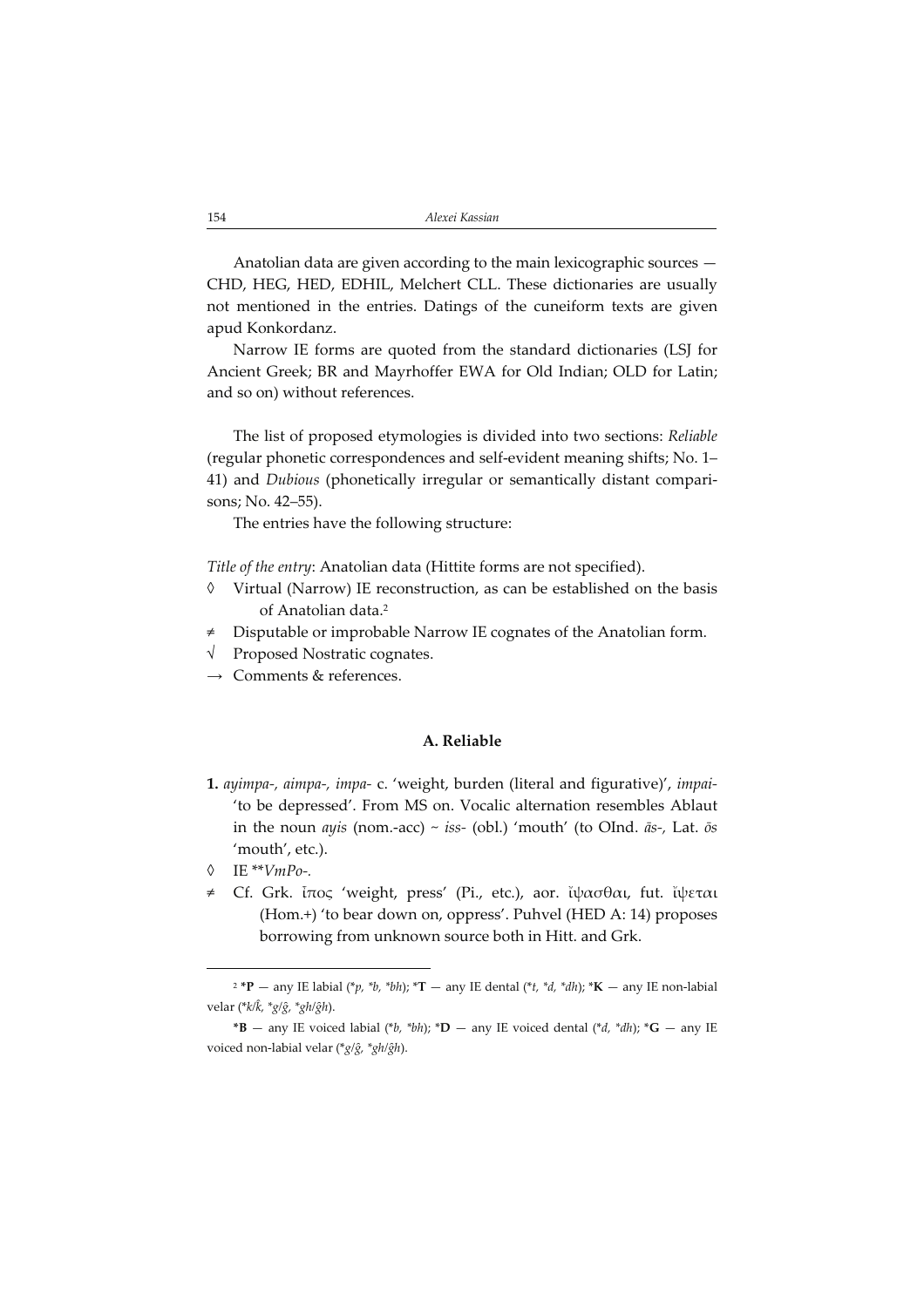Anatolian data are given according to the main lexicographic sources — CHD, HEG, HED, EDHIL, Melchert CLL. These dictionaries are usually not mentioned in the entries. Datings of the cuneiform texts are given apud Konkordanz.

Narrow IE forms are quoted from the standard dictionaries (LSJ for Ancient Greek; BR and Mayrhoffer EWA for Old Indian; OLD for Latin; and so on) without references.

The list of proposed etymologies is divided into two sections: *Reliable* (regular phonetic correspondences and self-evident meaning shifts; No. 1–41) and *Dubious* (phonetically irregular or semantically distant comparisons; No. 42–55).

The entries have the following structure:

*Title of the entry*: Anatolian data (Hittite forms are not specified).

◊ Virtual (Narrow) IE reconstruction, as can be established on the basis of Anatolian data.[2]

≠ Disputable or improbable Narrow IE cognates of the Anatolian form.

√ Proposed Nostratic cognates.

→ Comments & references.

### A. Reliable

**1.** *ayimpa-, aimpa-, impa-* c. 'weight, burden (literal and figurative)', *impai-* 'to be depressed'. From MS on. Vocalic alternation resembles Ablaut in the noun *ayis* (nom.-acc) ~ *iss-* (obl.) 'mouth' (to OInd. *ā̆s-*, Lat. *ōs* 'mouth', etc.).

◊ IE \*\**VmPo-*.

≠ Cf. Grk. ἶπος 'weight, press' (Pi., etc.), aor. ἴψασθαι, fut. ἴψεται (Hom.+) 'to bear down on, oppress'. Puhvel (HED A: 14) proposes borrowing from unknown source both in Hitt. and Grk.

---

[2] **\*P** — any IE labial (*\*p, \*b, \*bh*); **\*T** — any IE dental (*\*t, \*d, \*dh*); **\*K** — any IE non-labial velar (*\*k/k̂, \*g/ĝ, \*gh/ĝh*).

**\*B** — any IE voiced labial (*\*b, \*bh*); **\*D** — any IE voiced dental (*\*d, \*dh*); **\*G** — any IE voiced non-labial velar (*\*g/ĝ, \*gh/ĝh*).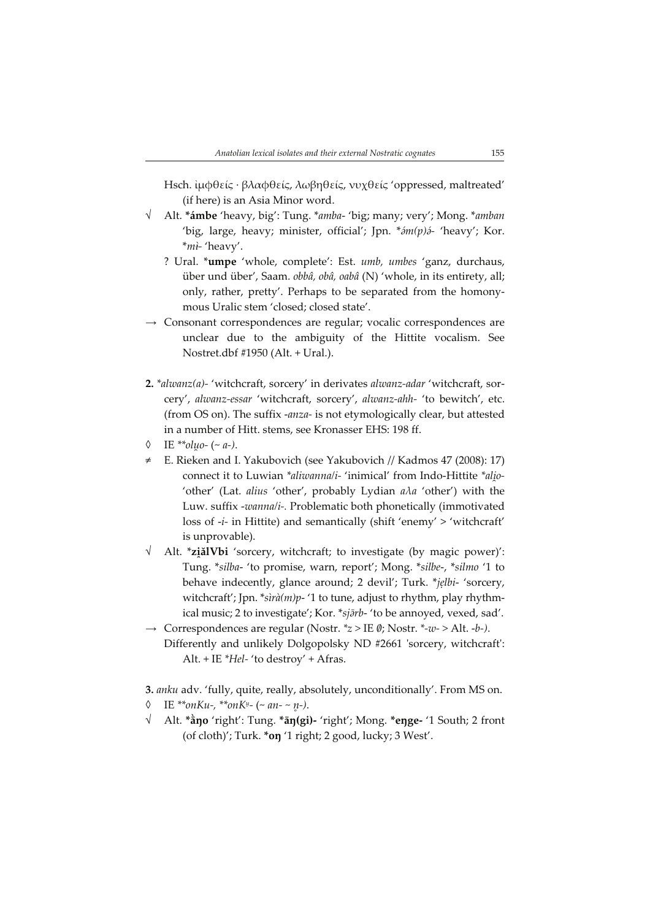Hsch. ἰμφθείς · βλαφθείς, λωβηθείς, νυχθείς 'oppressed, maltreated' (if here) is an Asia Minor word.

√ Alt. ***ámbe*** 'heavy, big': Tung. **amba-* 'big; many; very'; Mong. **amban* 'big, large, heavy; minister, official'; Jpn. **ə́m(p)ə́-* 'heavy'; Kor. **mì-* 'heavy'.

? Ural. ***umpe*** 'whole, complete': Est. *umb, umbes* 'ganz, durchaus, über und über', Saam. *obbâ, obâ, oabâ* (N) 'whole, in its entirety, all; only, rather, pretty'. Perhaps to be separated from the homonymous Uralic stem 'closed; closed state'.

→ Consonant correspondences are regular; vocalic correspondences are unclear due to the ambiguity of the Hittite vocalism. See Nostret.dbf #1950 (Alt. + Ural.).

**2.** **alwanz(a)-* 'witchcraft, sorcery' in derivates *alwanz-adar* 'witchcraft, sorcery', *alwanz-essar* 'witchcraft, sorcery', *alwanz-ahh-* 'to bewitch', etc. (from OS on). The suffix *-anza-* is not etymologically clear, but attested in a number of Hitt. stems, see Kronasser EHS: 198 ff.

◊ IE ***olu̯o-* (~ *a-*).

≠ E. Rieken and I. Yakubovich (see Yakubovich // Kadmos 47 (2008): 17) connect it to Luwian **aliwanna/i-* 'inimical' from Indo-Hittite **ali̯o-* 'other' (Lat. *alius* 'other', probably Lydian *αλa* 'other') with the Luw. suffix *-wanna/i-*. Problematic both phonetically (immotivated loss of *-i-* in Hittite) and semantically (shift 'enemy' > 'witchcraft' is unprovable).

√ Alt. ***zi̯ălVbi*** 'sorcery, witchcraft; to investigate (by magic power)': Tung. **silba-* 'to promise, warn, report'; Mong. **silbe-*, **silmo* '1 to behave indecently, glance around; 2 devil'; Turk. **jẹlbi-* 'sorcery, witchcraft'; Jpn. **sìrà(m)p-* '1 to tune, adjust to rhythm, play rhythmical music; 2 to investigate'; Kor. **sjə̄rb-* 'to be annoyed, vexed, sad'.

→ Correspondences are regular (Nostr. **z* > IE *∅*; Nostr. *-w-* > Alt. *-b-*). Differently and unlikely Dolgopolsky ND #2661 'sorcery, witchcraft': Alt. + IE **Hel-* 'to destroy' + Afras.

**3.** *anku* adv. 'fully, quite, really, absolutely, unconditionally'. From MS on.

◊ IE ***onKu-*, ***onKu̯-* (~ *an-* ~ *n̥-*).

√ Alt. ***ā̀ŋo*** 'right': Tung. ***āŋ(gi)-*** 'right'; Mong. ***eŋge-*** '1 South; 2 front (of cloth)'; Turk. ***oŋ*** '1 right; 2 good, lucky; 3 West'.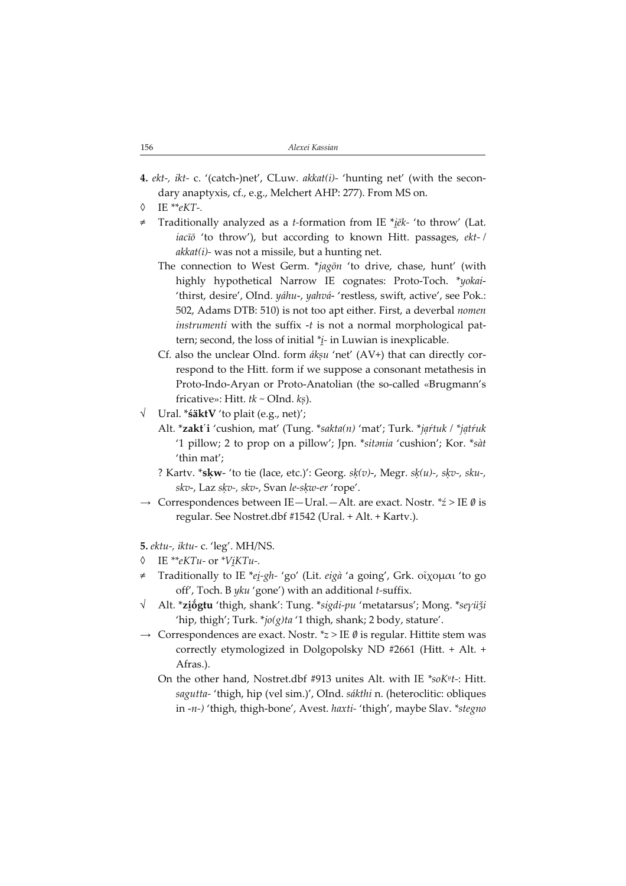**4.** *ekt-, ikt-* c. '(catch-)net', CLuw. *akkat(i)-* 'hunting net' (with the secondary anaptyxis, cf., e.g., Melchert AHP: 277). From MS on.

◊ IE *\*\*eKT-*.

≠ Traditionally analyzed as a *t*-formation from IE *\*i̯ēk-* 'to throw' (Lat. *iacīō* 'to throw'), but according to known Hitt. passages, *ekt-* / *akkat(i)-* was not a missile, but a hunting net.

The connection to West Germ. *\*jagōn* 'to drive, chase, hunt' (with highly hypothetical Narrow IE cognates: Proto-Toch. *\*yokai-* 'thirst, desire', OInd. *yáhu-*, *yahvá-* 'restless, swift, active', see Pok.: 502, Adams DTB: 510) is not too apt either. First, a deverbal *nomen instrumenti* with the suffix *-t* is not a normal morphological pattern; second, the loss of initial *\*i̯-* in Luwian is inexplicable.

Cf. also the unclear OInd. form *ákṣu* 'net' (AV+) that can directly correspond to the Hitt. form if we suppose a consonant metathesis in Proto-Indo-Aryan or Proto-Anatolian (the so-called «Brugmann's fricative»: Hitt. *tk* ~ OInd. *kṣ*).

√ Ural. **\*śäktV** 'to plait (e.g., net)';

Alt. **\*zakt῾i** 'cushion, mat' (Tung. *\*sakta(n)* 'mat'; Turk. *\*jaŕtuk* / *\*jatŕuk* '1 pillow; 2 to prop on a pillow'; Jpn. *\*sitənia* 'cushion'; Kor. *\*sàt* 'thin mat';

? Kartv. **\*sḳw-** 'to tie (lace, etc.)': Georg. *sḳ(v)-*, Megr. *sḳ(u)-, sḳv-, sku-, skv-*, Laz *sḳv-, skv-*, Svan *le-sḳw-er* 'rope'.

→ Correspondences between IE—Ural.—Alt. are exact. Nostr. *\*ź* > IE ∅ is regular. See Nostret.dbf #1542 (Ural. + Alt. + Kartv.).

**5.** *ektu-, iktu-* c. 'leg'. MH/NS.

◊ IE *\*\*eKTu-* or *\*Vi̯KTu-*.

≠ Traditionally to IE *\*ei̯-gh-* 'go' (Lit. *eigà* 'a going', Grk. οἴχομαι 'to go off', Toch. B *yku* 'gone') with an additional *t*-suffix.

√ Alt. **\*zi̯ŏ́gtu** 'thigh, shank': Tung. *\*sigdi-pu* 'metatarsus'; Mong. *\*seɣüǯi* 'hip, thigh'; Turk. *\*jo(g)ta* '1 thigh, shank; 2 body, stature'.

→ Correspondences are exact. Nostr. *\*z* > IE ∅ is regular. Hittite stem was correctly etymologized in Dolgopolsky ND #2661 (Hitt. + Alt. + Afras.).

On the other hand, Nostret.dbf #913 unites Alt. with IE *\*soKᵘt-*: Hitt. *sagutta-* 'thigh, hip (vel sim.)', OInd. *sákthi* n. (heteroclitic: obliques in *-n-*) 'thigh, thigh-bone', Avest. *haxti-* 'thigh', maybe Slav. *\*stegno*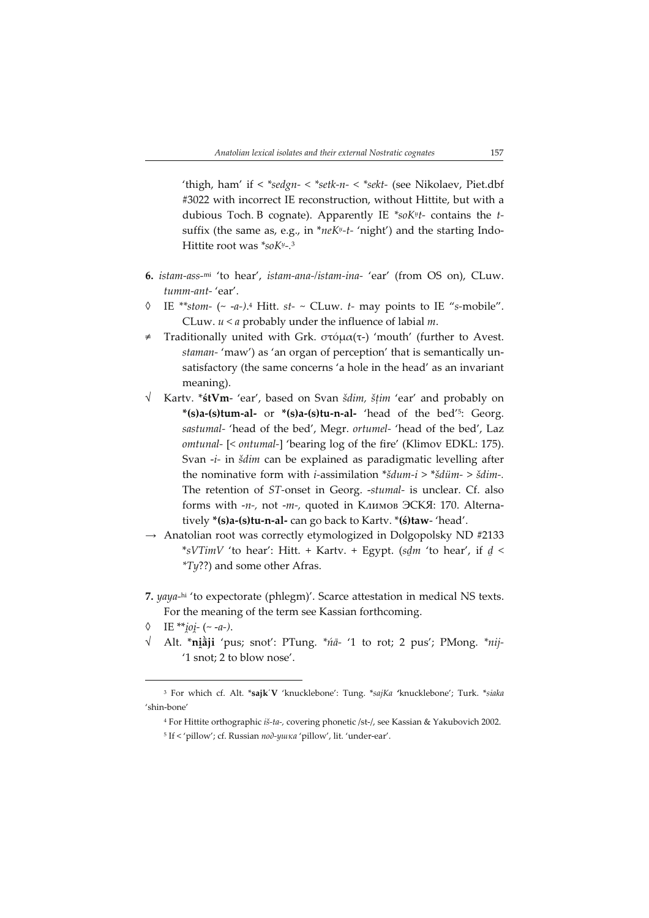'thigh, ham' if < *\*sedgn-* < *\*setk-n-* < *\*sekt-* (see Nikolaev, Piet.dbf #3022 with incorrect IE reconstruction, without Hittite, but with a dubious Toch. B cognate). Apparently IE *\*soKᵘt-* contains the *t*-suffix (the same as, e.g., in *\*neKᵘ-t-* 'night') and the starting Indo-Hittite root was *\*soKᵘ-*.[3]

**6.** *istam-ass-*[mi] 'to hear', *istam-ana-/istam-ina-* 'ear' (from OS on), CLuw. *tumm-ant-* 'ear'.

◊ IE *\*\*stom-* (~ *-a-*).[4] Hitt. *st-* ~ CLuw. *t-* may points to IE "*s*-mobile". CLuw. *u* < *a* probably under the influence of labial *m*.

≠ Traditionally united with Grk. στόμα(τ-) 'mouth' (further to Avest. *staman-* 'maw') as 'an organ of perception' that is semantically unsatisfactory (the same concerns 'a hole in the head' as an invariant meaning).

√ Kartv. \***śtVm**- 'ear', based on Svan *šdim, šṭim* 'ear' and probably on **\*(s)a-(s)tum-al-** or **\*(s)a-(s)tu-n-al-** 'head of the bed'[5]: Georg. *sastumal-* 'head of the bed', Megr. *ortumel-* 'head of the bed', Laz *omtunal-* [< *ontumal-*] 'bearing log of the fire' (Klimov EDKL: 175). Svan *-i-* in *šdim* can be explained as paradigmatic levelling after the nominative form with *i*-assimilation *\*šdum-i* > *\*šdüm-* > *šdim-*. The retention of *ST*-onset in Georg. *-stumal-* is unclear. Cf. also forms with *-n-*, not *-m-*, quoted in Климов ЭСКЯ: 170. Alternatively **\*(s)a-(s)tu-n-al-** can go back to Kartv. \***(ś)taw**- 'head'.

→ Anatolian root was correctly etymologized in Dolgopolsky ND #2133 *\*sVTimV* 'to hear': Hitt. + Kartv. + Egypt. (*sḏm* 'to hear', if *ḏ* < *\*Ty*??) and some other Afras.

**7.** *yaya-*[hi] 'to expectorate (phlegm)'. Scarce attestation in medical NS texts. For the meaning of the term see Kassian forthcoming.

◊ IE *\*\*i̯oi̯-* (~ *-a-*).

√ Alt. \***ni̯ȁji** 'pus; snot': PTung. *\*ńā-* '1 to rot; 2 pus'; PMong. *\*nij-* '1 snot; 2 to blow nose'.

---

[3] For which cf. Alt. \***sajk῾V** 'knucklebone': Tung. *\*sajKa* 'knucklebone'; Turk. *\*siaka* 'shin-bone'

[4] For Hittite orthographic *iš-ta-*, covering phonetic /st-/, see Kassian & Yakubovich 2002.

[5] If < 'pillow'; cf. Russian *под-ушка* 'pillow', lit. 'under-ear'.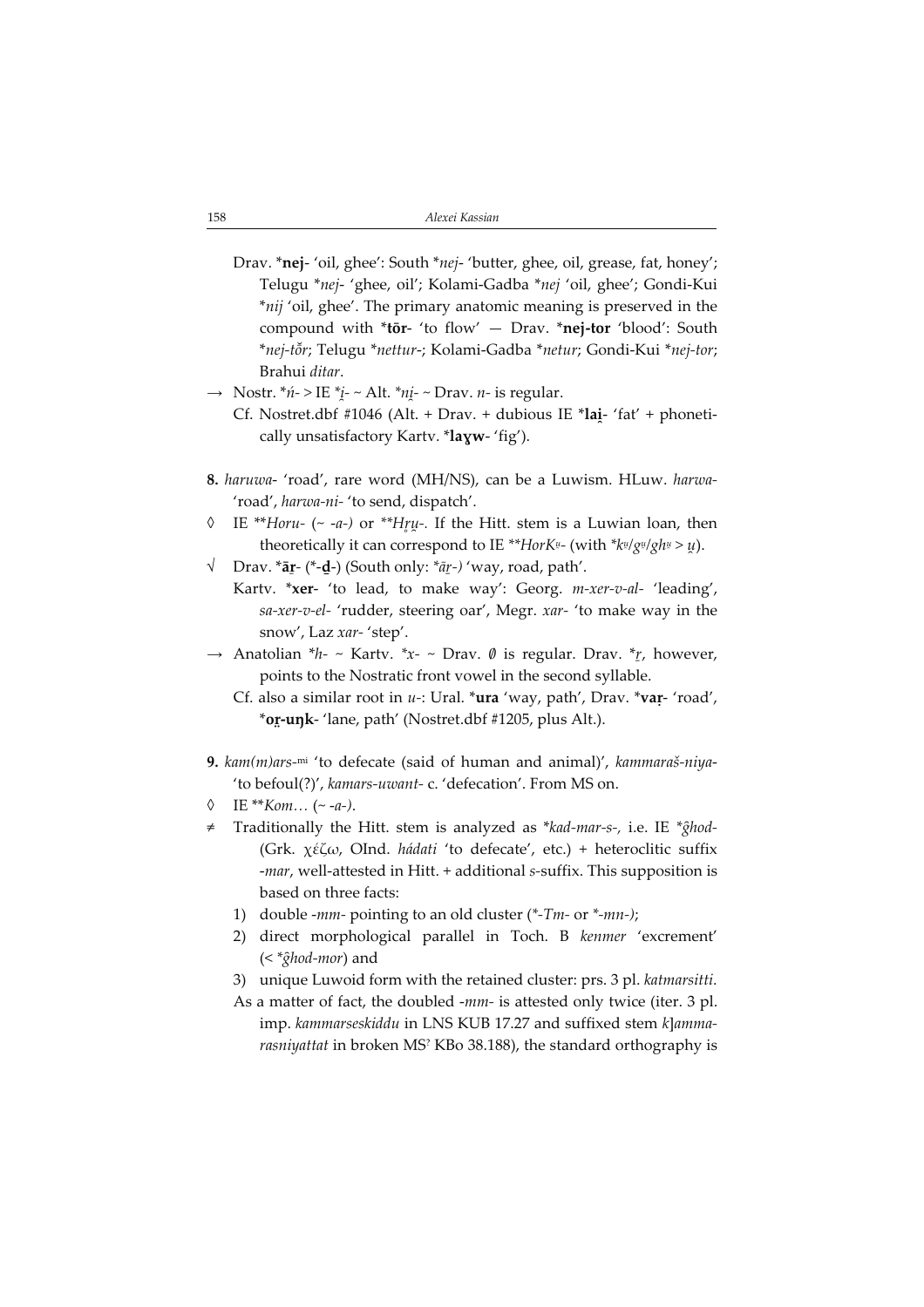Drav. ***nej**- 'oil, ghee': South **nej*- 'butter, ghee, oil, grease, fat, honey'; Telugu **nej*- 'ghee, oil'; Kolami-Gadba **nej* 'oil, ghee'; Gondi-Kui **nij* 'oil, ghee'. The primary anatomic meaning is preserved in the compound with ***tōr**- 'to flow' — Drav. ***nej-tor** 'blood': South **nej-tŏr*; Telugu **nettur*-; Kolami-Gadba **netur*; Gondi-Kui **nej-tor*; Brahui *ditar*.

→ Nostr. **ń*- > IE **i̯*- ~ Alt. **ni̯*- ~ Drav. *n*- is regular.
Cf. Nostret.dbf #1046 (Alt. + Drav. + dubious IE ***lai̯**- 'fat' + phonetically unsatisfactory Kartv. ***laɣw**- 'fig').

**8.** *haruwa*- 'road', rare word (MH/NS), can be a Luwism. HLuw. *harwa*- 'road', *harwa-ni*- 'to send, dispatch'.

◊ IE ***Horu*- (~ *-a-)* or ***Hr̥u̯*-. If the Hitt. stem is a Luwian loan, then theoretically it can correspond to IE ***HorK*ᵘ- (with **kᵘ/gᵘ/ghᵘ* > *u̯*).

√ Drav. ***ā̱r**- (*-**ḏ**-) (South only: **āṟ-)* 'way, road, path'.
Kartv. ***xer**- 'to lead, to make way': Georg. *m-xer-v-al*- 'leading', *sa-xer-v-el*- 'rudder, steering oar', Megr. *xar*- 'to make way in the snow', Laz *xar*- 'step'.

→ Anatolian **h*- ~ Kartv. **x*- ~ Drav. ∅ is regular. Drav. **ṟ*, however, points to the Nostratic front vowel in the second syllable.
Cf. also a similar root in *u*-: Ural. ***ura** 'way, path', Drav. ***vaṛ**- 'road', ***oṟ̱-uŋk**- 'lane, path' (Nostret.dbf #1205, plus Alt.).

**9.** *kam(m)ars*-ᵐⁱ 'to defecate (said of human and animal)', *kammaraš-niya*- 'to befoul(?)', *kamars-uwant*- c. 'defecation'. From MS on.

◊ IE ***Kom…* (~ *-a-*).

≠ Traditionally the Hitt. stem is analyzed as **kad-mar-s-*, i.e. IE **ĝhod*- (Grk. χέζω, OInd. *hádati* 'to defecate', etc.) + heteroclitic suffix *-mar*, well-attested in Hitt. + additional *s*-suffix. This supposition is based on three facts:

1) double *-mm-* pointing to an old cluster (*-*Tm*- or *-*mn-*);
2) direct morphological parallel in Toch. B *kenmer* 'excrement' (< **ĝhod-mor*) and
3) unique Luwoid form with the retained cluster: prs. 3 pl. *katmarsitti*.

As a matter of fact, the doubled *-mm-* is attested only twice (iter. 3 pl. imp. *kammarseskiddu* in LNS KUB 17.27 and suffixed stem *k*]*ammarasniyattat* in broken MS? KBo 38.188), the standard orthography is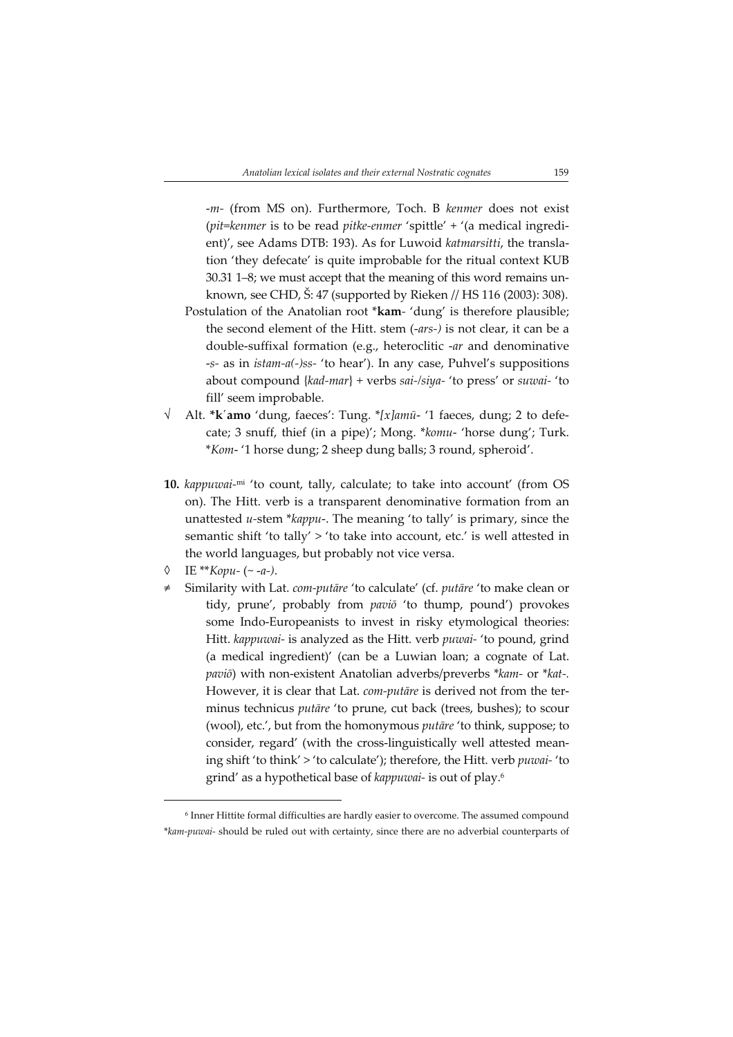-*m*- (from MS on). Furthermore, Toch. B *kenmer* does not exist (*pit=kenmer* is to be read *pitke-enmer* 'spittle' + '(a medical ingredient)', see Adams DTB: 193). As for Luwoid *katmarsitti*, the translation 'they defecate' is quite improbable for the ritual context KUB 30.31 1–8; we must accept that the meaning of this word remains unknown, see CHD, Š: 47 (supported by Rieken // HS 116 (2003): 308).

Postulation of the Anatolian root \***kam**- 'dung' is therefore plausible; the second element of the Hitt. stem (-*ars-)* is not clear, it can be a double-suffixal formation (e.g., heteroclitic -*ar* and denominative -*s*- as in *istam-a(-)ss-* 'to hear'). In any case, Puhvel's suppositions about compound {*kad-mar*} + verbs *sai-/siya-* 'to press' or *suwai-* 'to fill' seem improbable.

√ Alt. \***k**ʹ**amo** 'dung, faeces': Tung. \**[x]amū*- '1 faeces, dung; 2 to defecate; 3 snuff, thief (in a pipe)'; Mong. \**komu*- 'horse dung'; Turk. \**Kom*- '1 horse dung; 2 sheep dung balls; 3 round, spheroid'.

**10.** *kappuwai*-mi 'to count, tally, calculate; to take into account' (from OS on). The Hitt. verb is a transparent denominative formation from an unattested *u*-stem \**kappu*-. The meaning 'to tally' is primary, since the semantic shift 'to tally' > 'to take into account, etc.' is well attested in the world languages, but probably not vice versa.

◊ IE \*\**Kopu-* (~ -*a-*).

≠ Similarity with Lat. *com-putāre* 'to calculate' (cf. *putāre* 'to make clean or tidy, prune', probably from *paviō* 'to thump, pound') provokes some Indo-Europeanists to invest in risky etymological theories: Hitt. *kappuwai-* is analyzed as the Hitt. verb *puwai-* 'to pound, grind (a medical ingredient)' (can be a Luwian loan; a cognate of Lat. *paviō*) with non-existent Anatolian adverbs/preverbs \**kam-* or \**kat-*. However, it is clear that Lat. *com-putāre* is derived not from the terminus technicus *putāre* 'to prune, cut back (trees, bushes); to scour (wool), etc.', but from the homonymous *putāre* 'to think, suppose; to consider, regard' (with the cross-linguistically well attested meaning shift 'to think' > 'to calculate'); therefore, the Hitt. verb *puwai-* 'to grind' as a hypothetical base of *kappuwai-* is out of play.[6]

[6] Inner Hittite formal difficulties are hardly easier to overcome. The assumed compound \**kam-puwai-* should be ruled out with certainty, since there are no adverbial counterparts of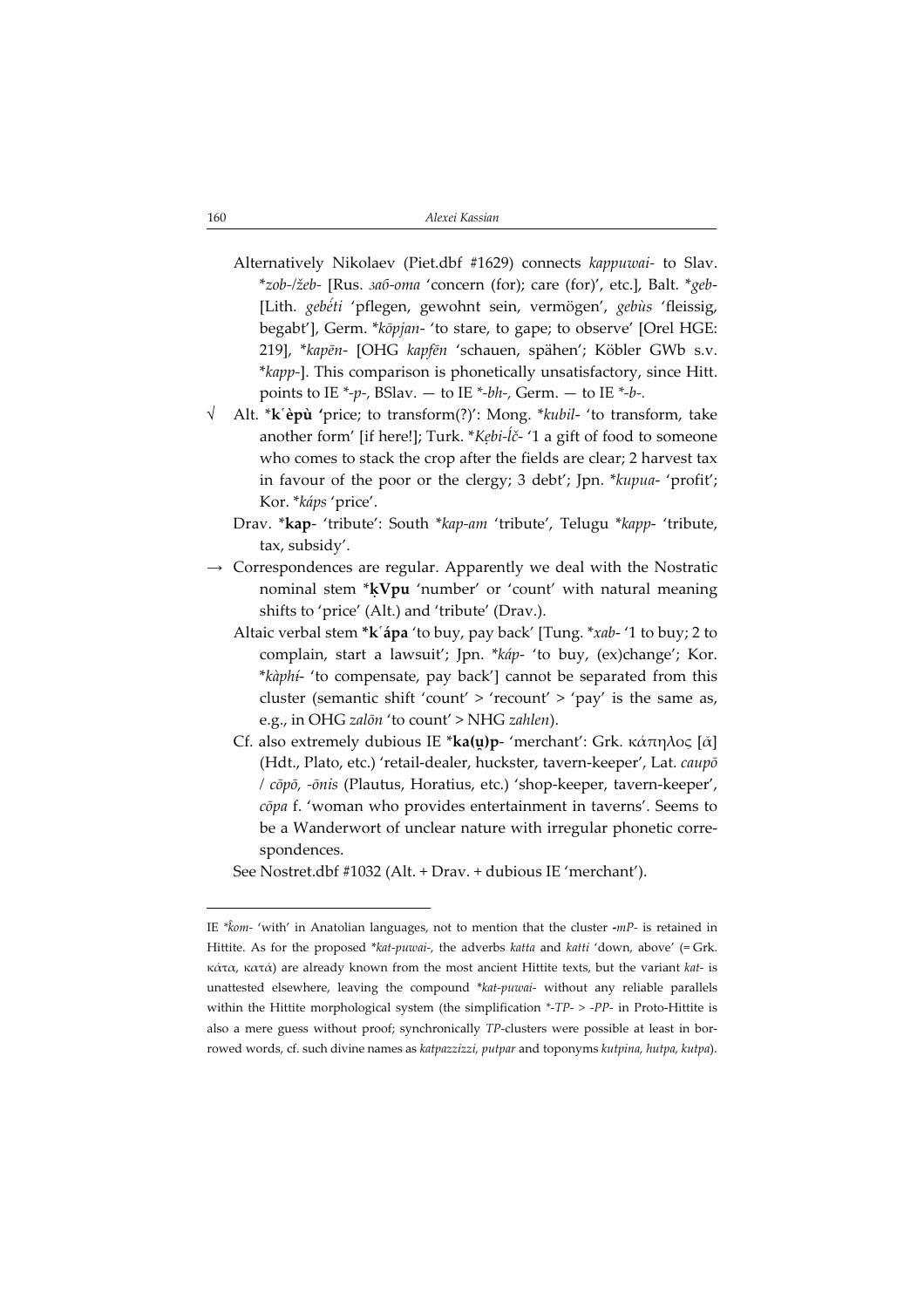Alternatively Nikolaev (Piet.dbf #1629) connects *kappuwai-* to Slav. *\*zob-/žeb-* [Rus. *заб-ота* 'concern (for); care (for)', etc.], Balt. *\*geb-* [Lith. *gebė́ti* 'pflegen, gewohnt sein, vermögen', *gebùs* 'fleissig, begabt'], Germ. *\*kōpjan-* 'to stare, to gape; to observe' [Orel HGE: 219], *\*kapēn-* [OHG *kapfēn* 'schauen, spähen'; Köbler GWb s.v. *\*kapp-*]. This comparison is phonetically unsatisfactory, since Hitt. points to IE *\*-p-*, BSlav. — to IE *\*-bh-*, Germ. — to IE *\*-b-*.

√ Alt. **\*kʿèpù** 'price; to transform(?)': Mong. *\*kubil-* 'to transform, take another form' [if here!]; Turk. *\*Kẹbi-ĺč-* '1 a gift of food to someone who comes to stack the crop after the fields are clear; 2 harvest tax in favour of the poor or the clergy; 3 debt'; Jpn. *\*kupua-* 'profit'; Kor. *\*káps* 'price'.

Drav. **\*kap-** 'tribute': South *\*kap-am* 'tribute', Telugu *\*kapp-* 'tribute, tax, subsidy'.

→ Correspondences are regular. Apparently we deal with the Nostratic nominal stem **\*ḳVpu** 'number' or 'count' with natural meaning shifts to 'price' (Alt.) and 'tribute' (Drav.).

Altaic verbal stem **\*kʿápa** 'to buy, pay back' [Tung. *\*xab-* '1 to buy; 2 to complain, start a lawsuit'; Jpn. *\*káp-* 'to buy, (ex)change'; Kor. *\*kàphí-* 'to compensate, pay back'] cannot be separated from this cluster (semantic shift 'count' > 'recount' > 'pay' is the same as, e.g., in OHG *zalōn* 'to count' > NHG *zahlen*).

Cf. also extremely dubious IE **\*ka(u̯)p-** 'merchant': Grk. κάπηλος [ᾰ] (Hdt., Plato, etc.) 'retail-dealer, huckster, tavern-keeper', Lat. *caupō* / *cōpō, -ōnis* (Plautus, Horatius, etc.) 'shop-keeper, tavern-keeper', *cōpa* f. 'woman who provides entertainment in taverns'. Seems to be a Wanderwort of unclear nature with irregular phonetic correspondences.

See Nostret.dbf #1032 (Alt. + Drav. + dubious IE 'merchant').

---

IE *\*k̂om-* 'with' in Anatolian languages, not to mention that the cluster *-mP-* is retained in Hittite. As for the proposed *\*kat-puwai-*, the adverbs *katta* and *katti* 'down, above' (= Grk. κάτα, κατά) are already known from the most ancient Hittite texts, but the variant *kat-* is unattested elsewhere, leaving the compound *\*kat-puwai-* without any reliable parallels within the Hittite morphological system (the simplification *\*-TP- > -PP-* in Proto-Hittite is also a mere guess without proof; synchronically *TP*-clusters were possible at least in borrowed words, cf. such divine names as *katpazzizzi, putpar* and toponyms *kutpina, hutpa, kutpa*).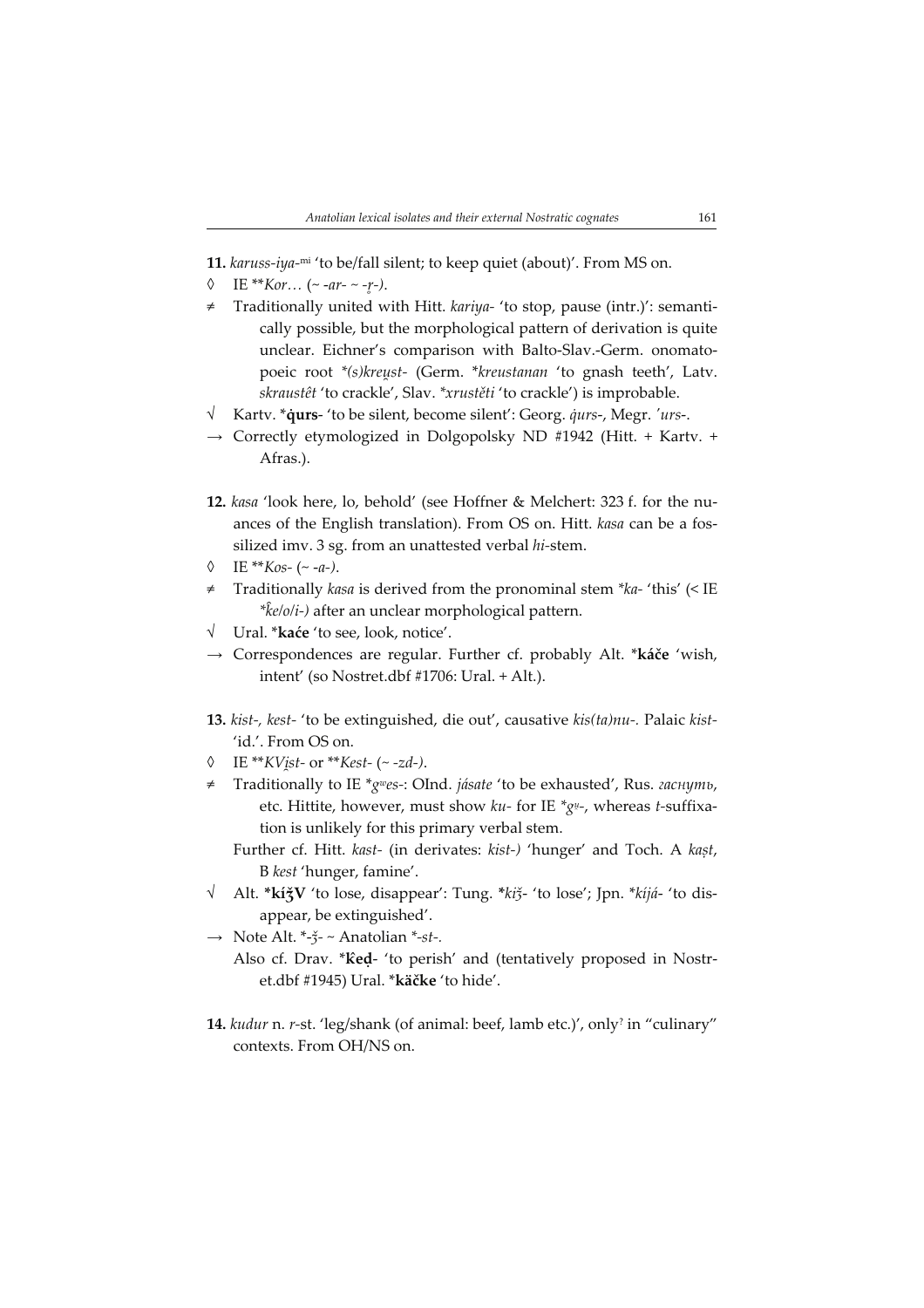**11.** *karuss-iya-*mi 'to be/fall silent; to keep quiet (about)'. From MS on.

◊ IE ***Kor…* (~ *-ar-* ~ *-r̥-).*

≠ Traditionally united with Hitt. *kariya-* 'to stop, pause (intr.)': semantically possible, but the morphological pattern of derivation is quite unclear. Eichner's comparison with Balto-Slav.-Germ. onomatopoeic root *\*(s)kreu̯st-* (Germ. *\*kreustanan* 'to gnash teeth', Latv. *skraustêt* 'to crackle', Slav. *\*xrustěti* 'to crackle') is improbable.

√ Kartv. \***q̇urs**- 'to be silent, become silent': Georg. *q̇urs-*, Megr. *'urs-*.

→ Correctly etymologized in Dolgopolsky ND #1942 (Hitt. + Kartv. + Afras.).

**12.** *kasa* 'look here, lo, behold' (see Hoffner & Melchert: 323 f. for the nuances of the English translation). From OS on. Hitt. *kasa* can be a fossilized imv. 3 sg. from an unattested verbal *hi*-stem.

◊ IE ***Kos-* (~ *-a-*).

≠ Traditionally *kasa* is derived from the pronominal stem *\*ka-* 'this' (< IE *\*k̂e/o/i-)* after an unclear morphological pattern.

√ Ural. \***kaće** 'to see, look, notice'.

→ Correspondences are regular. Further cf. probably Alt. \***káče** 'wish, intent' (so Nostret.dbf #1706: Ural. + Alt.).

**13.** *kist-, kest-* 'to be extinguished, die out', causative *kis(ta)nu-.* Palaic *kist-* 'id.'. From OS on.

◊ IE ***KVi̯st-* or ***Kest-* (~ *-zd-)*.

≠ Traditionally to IE *\*gʷes-*: OInd. *jásate* 'to be exhausted', Rus. *гаснуть*, etc. Hittite, however, must show *ku-* for IE *\*gᵘ-*, whereas *t*-suffixation is unlikely for this primary verbal stem.

Further cf. Hitt. *kast-* (in derivates: *kist-)* 'hunger' and Toch. A *kaṣt*, B *kest* 'hunger, famine'.

√ Alt. \***kíǯV** 'to lose, disappear': Tung. \**kiǯ-* 'to lose'; Jpn. \**kíjá-* 'to disappear, be extinguished'.

→ Note Alt. \**-ǯ-* ~ Anatolian \**-st-*.

Also cf. Drav. \***k̂eḍ**- 'to perish' and (tentatively proposed in Nostret.dbf #1945) Ural. \***käčke** 'to hide'.

**14.** *kudur* n. *r*-st. 'leg/shank (of animal: beef, lamb etc.)', only? in "culinary" contexts. From OH/NS on.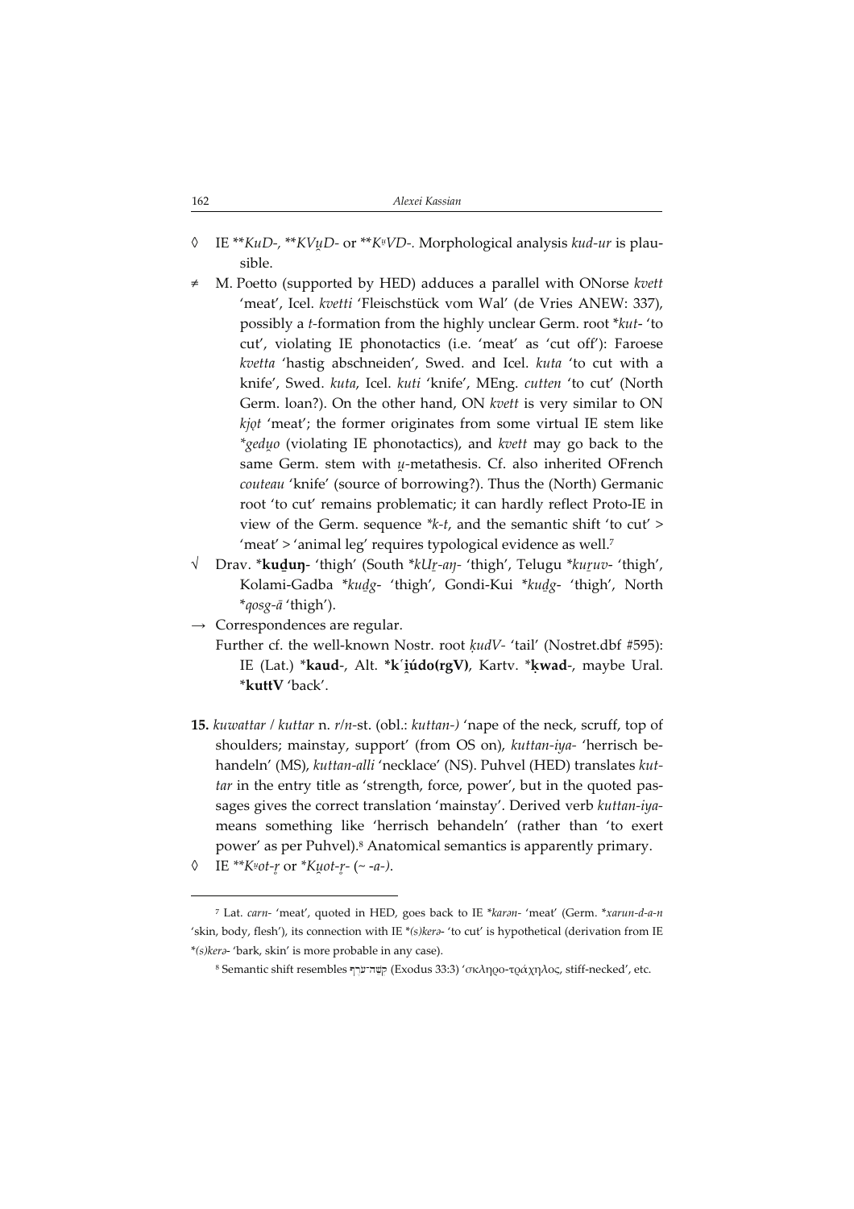◊ IE \*\*KuD-, \*\*KVu̯D- or \*\*Kᵘ̯VD-. Morphological analysis *kud-ur* is plausible.

≠ M. Poetto (supported by HED) adduces a parallel with ONorse *kvett* 'meat', Icel. *kvetti* 'Fleischstück vom Wal' (de Vries ANEW: 337), possibly a *t*-formation from the highly unclear Germ. root \**kut*- 'to cut', violating IE phonotactics (i.e. 'meat' as 'cut off'): Faroese *kvetta* 'hastig abschneiden', Swed. and Icel. *kuta* 'to cut with a knife', Swed. *kuta*, Icel. *kuti* 'knife', MEng. *cutten* 'to cut' (North Germ. loan?). On the other hand, ON *kvett* is very similar to ON *kjǫt* 'meat'; the former originates from some virtual IE stem like \**gedu̯o* (violating IE phonotactics), and *kvett* may go back to the same Germ. stem with *u̯*-metathesis. Cf. also inherited OFrench *couteau* 'knife' (source of borrowing?). Thus the (North) Germanic root 'to cut' remains problematic; it can hardly reflect Proto-IE in view of the Germ. sequence \**k-t*, and the semantic shift 'to cut' > 'meat' > 'animal leg' requires typological evidence as well.[7]

√ Drav. \***kuḏuŋ**- 'thigh' (South \**kUṟ-aŋ*- 'thigh', Telugu \**kuṟuv*- 'thigh', Kolami-Gadba \**kuḏg*- 'thigh', Gondi-Kui \**kuḏg*- 'thigh', North \**qosg-ā* 'thigh').

→ Correspondences are regular.

Further cf. the well-known Nostr. root *ḳudV*- 'tail' (Nostret.dbf #595): IE (Lat.) \***kaud**-, Alt. \***k`i̯údo(rgV)**, Kartv. \***ḳwad**-, maybe Ural. \***kuttV** 'back'.

**15.** *kuwattar* / *kuttar* n. *r*/*n*-st. (obl.: *kuttan-)* 'nape of the neck, scruff, top of shoulders; mainstay, support' (from OS on), *kuttan-iya-* 'herrisch behandeln' (MS), *kuttan-alli* 'necklace' (NS). Puhvel (HED) translates *kuttar* in the entry title as 'strength, force, power', but in the quoted passages gives the correct translation 'mainstay'. Derived verb *kuttan-iya*-means something like 'herrisch behandeln' (rather than 'to exert power' as per Puhvel).[8] Anatomical semantics is apparently primary.

◊ IE \*\*Kᵘ̯ot-r̥ or \*Ku̯ot-r̥- (~ -a-).

---

[7] Lat. *carn*- 'meat', quoted in HED, goes back to IE \**karən*- 'meat' (Germ. \**xarun-d-a-n* 'skin, body, flesh'), its connection with IE \**(s)kerə*- 'to cut' is hypothetical (derivation from IE \**(s)kerə*- 'bark, skin' is more probable in any case).

[8] Semantic shift resembles קְשֵׁה־עֹרֶף (Exodus 33:3) 'σκληρο-τράχηλος, stiff-necked', etc.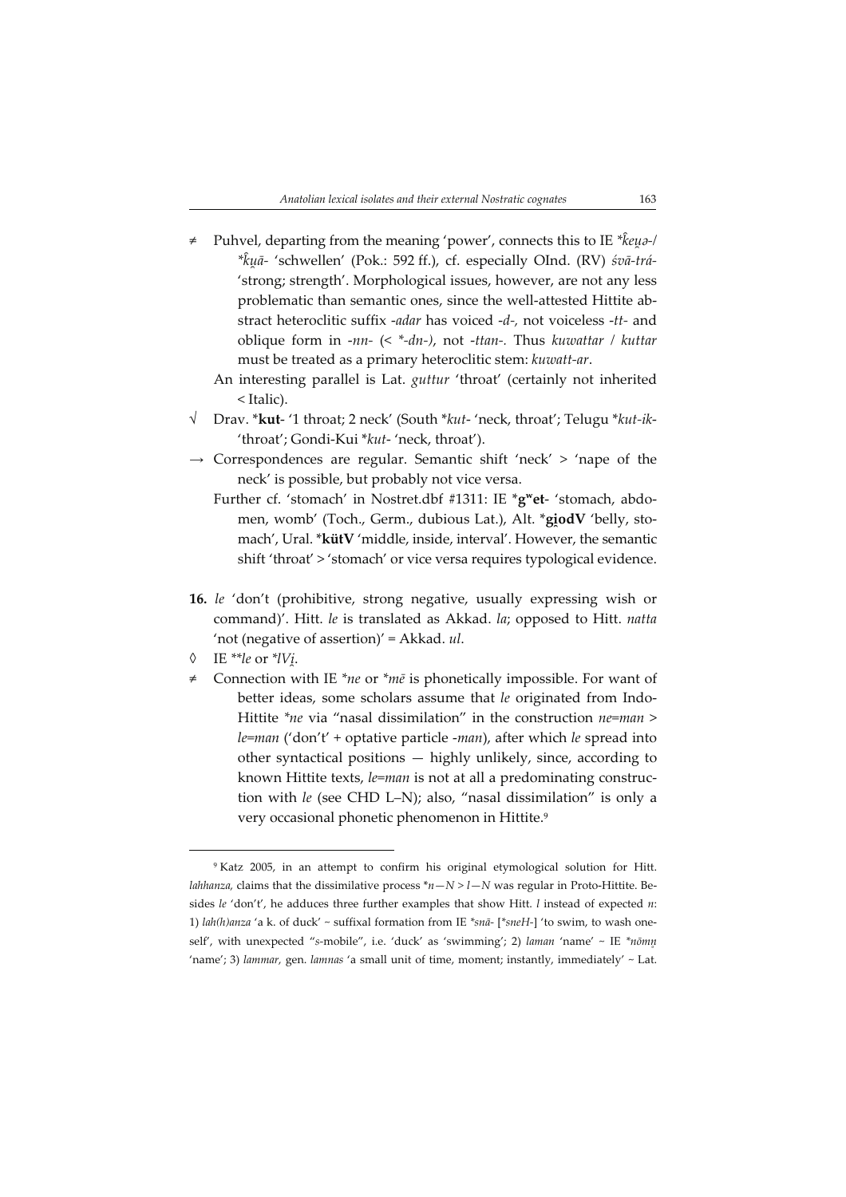≠ Puhvel, departing from the meaning 'power', connects this to IE *k̂eu̯ə-/ *k̂u̯ā- 'schwellen' (Pok.: 592 ff.), cf. especially OInd. (RV) *śvā-trá-* 'strong; strength'. Morphological issues, however, are not any less problematic than semantic ones, since the well-attested Hittite abstract heteroclitic suffix *-adar* has voiced *-d-*, not voiceless *-tt-* and oblique form in *-nn-* (< *-dn-), not *-ttan-*. Thus *kuwattar* / *kuttar* must be treated as a primary heteroclitic stem: *kuwatt-ar*.

An interesting parallel is Lat. *guttur* 'throat' (certainly not inherited < Italic).

√ Drav. ***kut**- '1 throat; 2 neck' (South *kut- 'neck, throat'; Telugu *kut-ik- 'throat'; Gondi-Kui *kut- 'neck, throat').

→ Correspondences are regular. Semantic shift 'neck' > 'nape of the neck' is possible, but probably not vice versa.

Further cf. 'stomach' in Nostret.dbf #1311: IE ***gʷet**- 'stomach, abdomen, womb' (Toch., Germ., dubious Lat.), Alt. ***gi̯odV** 'belly, stomach', Ural. ***kütV** 'middle, inside, interval'. However, the semantic shift 'throat' > 'stomach' or vice versa requires typological evidence.

**16.** *le* 'don't (prohibitive, strong negative, usually expressing wish or command)'. Hitt. *le* is translated as Akkad. *la*; opposed to Hitt. *natta* 'not (negative of assertion)' = Akkad. *ul*.

◊ IE **le or *lVi̯.

≠ Connection with IE *ne or *mē is phonetically impossible. For want of better ideas, some scholars assume that *le* originated from Indo-Hittite *ne via "nasal dissimilation" in the construction *ne=man* > *le=man* ('don't' + optative particle *-man*), after which *le* spread into other syntactical positions — highly unlikely, since, according to known Hittite texts, *le=man* is not at all a predominating construction with *le* (see CHD L–N); also, "nasal dissimilation" is only a very occasional phonetic phenomenon in Hittite.[9]

---

[9] Katz 2005, in an attempt to confirm his original etymological solution for Hitt. *lahhanza*, claims that the dissimilative process *n—N > l—N was regular in Proto-Hittite. Besides *le* 'don't', he adduces three further examples that show Hitt. *l* instead of expected *n*: 1) *lah(h)anza* 'a k. of duck' ~ suffixal formation from IE *snā- [*sneH-] 'to swim, to wash oneself', with unexpected "*s*-mobile", i.e. 'duck' as 'swimming'; 2) *laman* 'name' ~ IE *nōmn̥ 'name'; 3) *lammar*, gen. *lamnas* 'a small unit of time, moment; instantly, immediately' ~ Lat.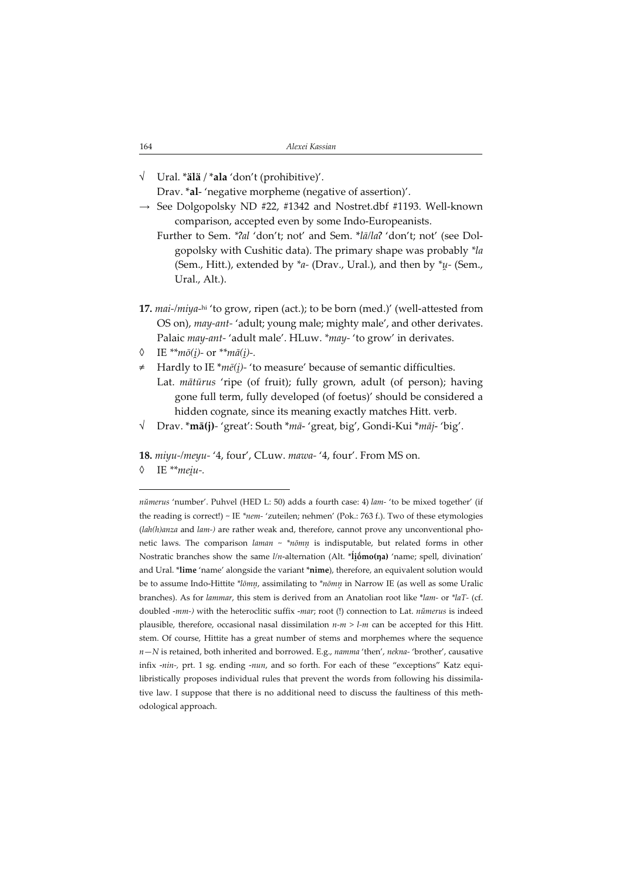√ Ural. ***älä** / ***ala** 'don't (prohibitive)'.
Drav. ***al**- 'negative morpheme (negative of assertion)'.

→ See Dolgopolsky ND #22, #1342 and Nostret.dbf #1193. Well-known comparison, accepted even by some Indo-Europeanists.
Further to Sem. *\*ʔal* 'don't; not' and Sem. *\*lā/laʔ* 'don't; not' (see Dolgopolsky with Cushitic data). The primary shape was probably *\*la* (Sem., Hitt.), extended by *\*a-* (Drav., Ural.), and then by *\*u̯-* (Sem., Ural., Alt.).

**17.** *mai-/miya-*hi 'to grow, ripen (act.); to be born (med.)' (well-attested from OS on), *may-ant-* 'adult; young male; mighty male', and other derivates. Palaic *may-ant-* 'adult male'. HLuw. *\*may-* 'to grow' in derivates.

◊ IE *\*\*mō(i̯)-* or *\*\*mā(i̯)-*.

≠ Hardly to IE *\*mē(i̯)-* 'to measure' because of semantic difficulties.
Lat. *mātūrus* 'ripe (of fruit); fully grown, adult (of person); having gone full term, fully developed (of foetus)' should be considered a hidden cognate, since its meaning exactly matches Hitt. verb.

√ Drav. ***mā(j)**- 'great': South *\*mā-* 'great, big', Gondi-Kui *\*māj-* 'big'.

**18.** *miyu-/meyu-* '4, four', CLuw. *mawa-* '4, four'. From MS on.

◊ IE *\*\*mei̯u-*.

---

*nŭmerus* 'number'. Puhvel (HED L: 50) adds a fourth case: 4) *lam-* 'to be mixed together' (if the reading is correct!) ~ IE *\*nem-* 'zuteilen; nehmen' (Pok.: 763 f.). Two of these etymologies (*lah(h)anza* and *lam-)* are rather weak and, therefore, cannot prove any unconventional phonetic laws. The comparison *laman* ~ *\*nōmn̥* is indisputable, but related forms in other Nostratic branches show the same *l/n*-alternation (Alt. ***l̥i̯ómo(ŋa)** 'name; spell, divination' and Ural. ***lime** 'name' alongside the variant ***nime**), therefore, an equivalent solution would be to assume Indo-Hittite *\*lōmn̥*, assimilating to *\*nōmn̥* in Narrow IE (as well as some Uralic branches). As for *lammar*, this stem is derived from an Anatolian root like *\*lam-* or *\*laT-* (cf. doubled *-mm-)* with the heteroclitic suffix *-mar*; root (!) connection to Lat. *nŭmerus* is indeed plausible, therefore, occasional nasal dissimilation *n-m > l-m* can be accepted for this Hitt. stem. Of course, Hittite has a great number of stems and morphemes where the sequence *n—N* is retained, both inherited and borrowed. E.g., *namma* 'then', *nekna-* 'brother', causative infix *-nin-*, prt. 1 sg. ending *-nun*, and so forth. For each of these "exceptions" Katz equilibristically proposes individual rules that prevent the words from following his dissimilative law. I suppose that there is no additional need to discuss the faultiness of this methodological approach.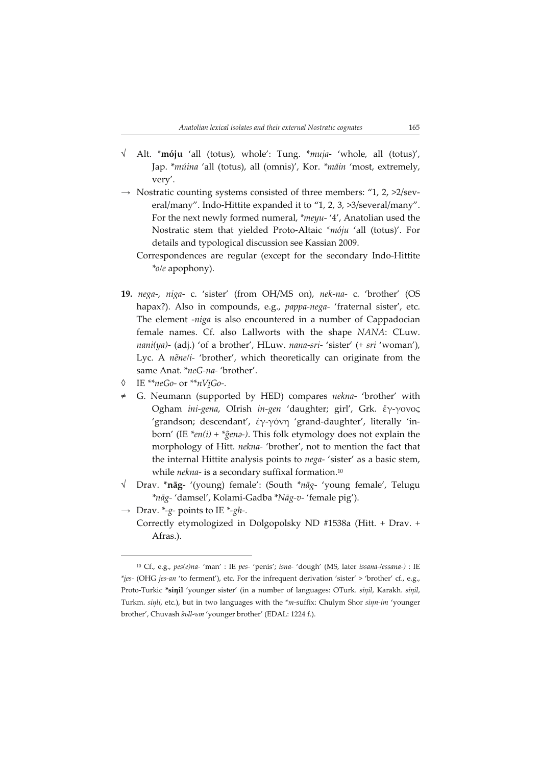√ Alt. \***móju** 'all (totus), whole': Tung. \**muja-* 'whole, all (totus)', Jap. \**múina* 'all (totus), all (omnis)', Kor. \**măin* 'most, extremely, very'.

→ Nostratic counting systems consisted of three members: "1, 2, >2/several/many". Indo-Hittite expanded it to "1, 2, 3, >3/several/many". For the next newly formed numeral, \**meyu-* '4', Anatolian used the Nostratic stem that yielded Proto-Altaic \**móju* 'all (totus)'. For details and typological discussion see Kassian 2009.

Correspondences are regular (except for the secondary Indo-Hittite *\*o/e* apophony).

**19.** *nega-*, *niga-* c. 'sister' (from OH/MS on), *nek-na-* c. 'brother' (OS hapax?). Also in compounds, e.g., *pappa-nega-* 'fraternal sister', etc. The element *-niga* is also encountered in a number of Cappadocian female names. Cf. also Lallworts with the shape *NANA*: CLuw. *nani(ya)-* (adj.) 'of a brother', HLuw. *nana-sri-* 'sister' (+ *sri* 'woman'), Lyc. A *nẽne/i-* 'brother', which theoretically can originate from the same Anat. \**neG-na-* 'brother'.

◊ IE \*\**neGo-* or \*\**nVi̯Go-*.

≠ G. Neumann (supported by HED) compares *nekna-* 'brother' with Ogham *ini-gena*, OIrish *in-gen* 'daughter; girl', Grk. ἔγ-γονος 'grandson; descendant', ἐγ-γόνη 'grand-daughter', literally 'in-born' (IE *\*en(i)* + *\*ĝenə-)*. This folk etymology does not explain the morphology of Hitt. *nekna-* 'brother', not to mention the fact that the internal Hittite analysis points to *nega-* 'sister' as a basic stem, while *nekna-* is a secondary suffixal formation.[10]

√ Drav. \***nāg-** '(young) female': (South \**nāg-* 'young female', Telugu \**nāg-* 'damsel', Kolami-Gadba \**Nāg-v-* 'female pig').

→ Drav. \**-g-* points to IE \**-gh-*.

Correctly etymologized in Dolgopolsky ND #1538a (Hitt. + Drav. + Afras.).

---

[10] Cf., e.g., *pes(e)na-* 'man' : IE *pes-* 'penis'; *isna-* 'dough' (MS, later *issana-/essana-)* : IE \**i̯es-* (OHG *jes-an* 'to ferment'), etc. For the infrequent derivation 'sister' > 'brother' cf., e.g., Proto-Turkic \***siŋil** 'younger sister' (in a number of languages: OTurk. *siŋil*, Karakh. *siŋil*, Turkm. *siŋli*, etc.), but in two languages with the \**m*-suffix: Chulym Shor *siŋn-im* 'younger brother', Chuvash *šǝll-ǝm* 'younger brother' (EDAL: 1224 f.).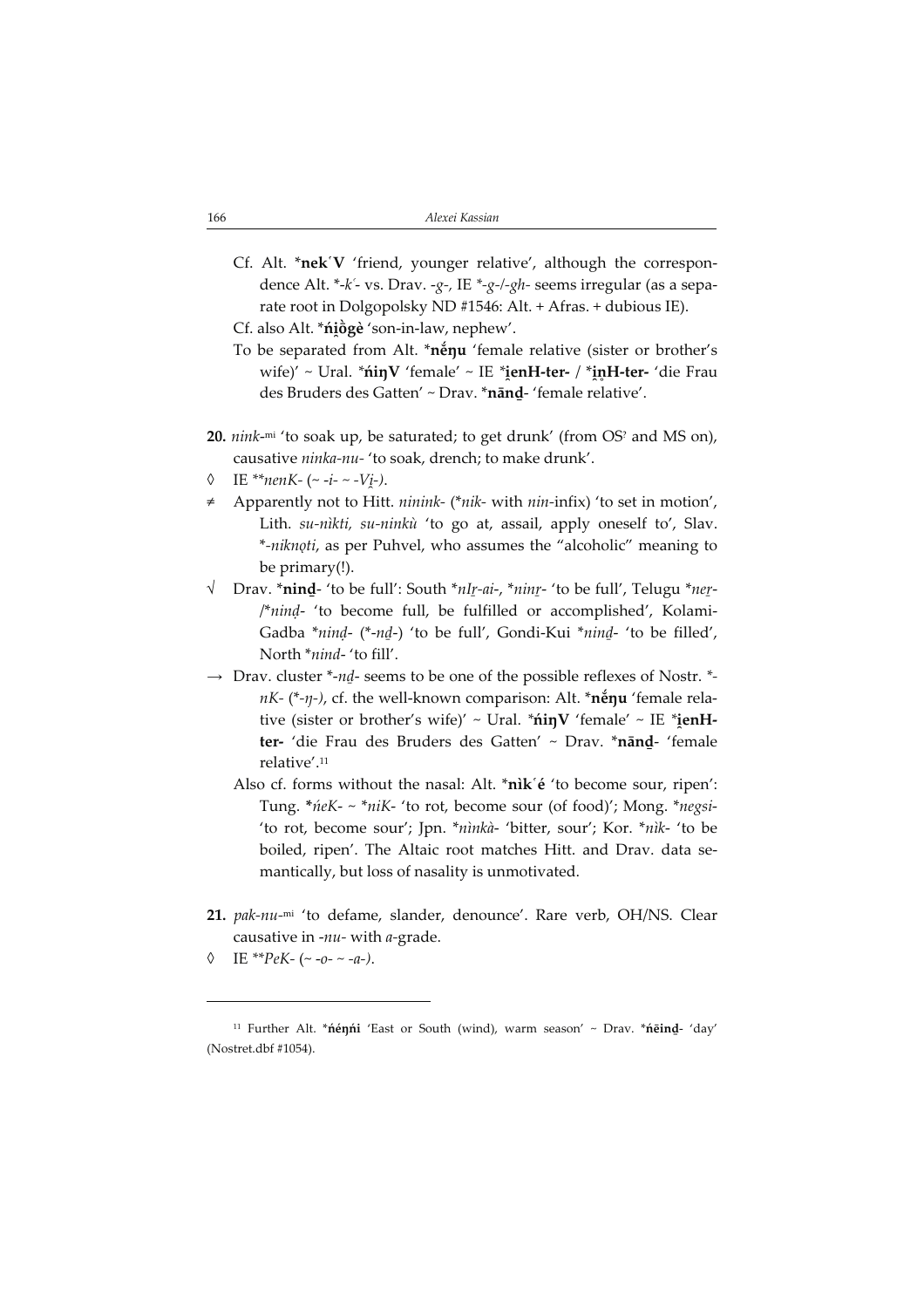Cf. Alt. ***nek´V** 'friend, younger relative', although the correspondence Alt. *-*k´*- vs. Drav. -*g*-, IE *-*g*-/-*gh*- seems irregular (as a separate root in Dolgopolsky ND #1546: Alt. + Afras. + dubious IE).

Cf. also Alt. ***ńi̯ògè** 'son-in-law, nephew'.

To be separated from Alt. ***nẹ́ŋu** 'female relative (sister or brother's wife)' ~ Ural. ***ńiŋV** 'female' ~ IE ***i̯enH-ter-** / ***i̯n̥H-ter-** 'die Frau des Bruders des Gatten' ~ Drav. ***nānḏ**- 'female relative'.

**20.** *nink*-[mi] 'to soak up, be saturated; to get drunk' (from OS? and MS on), causative *ninka-nu-* 'to soak, drench; to make drunk'.

◊ IE **nenK- (~ -i- ~ -Vi̯-).

≠ Apparently not to Hitt. *nínink-* (*\*nik-* with *nin-*infix) 'to set in motion', Lith. *su-nìkti, su-ninkù* 'to go at, assail, apply oneself to', Slav. *\*-niknǫti*, as per Puhvel, who assumes the "alcoholic" meaning to be primary(!).

√ Drav. ***ninḏ**- 'to be full': South *\*nI̱r-ai-*, *\*ninr̠-* 'to be full', Telugu *\*ner̠-* /*\*ninḍ-* 'to become full, be fulfilled or accomplished', Kolami-Gadba *\*ninḍ-* (*\*-nḏ-*) 'to be full', Gondi-Kui *\*ninḏ-* 'to be filled', North *\*nind-* 'to fill'.

→ Drav. cluster *-*nḏ*- seems to be one of the possible reflexes of Nostr. *-*nK*- (*-*ŋ*-), cf. the well-known comparison: Alt. ***nẹ́ŋu** 'female relative (sister or brother's wife)' ~ Ural. ***ńiŋV** 'female' ~ IE ***i̯enH-ter-** 'die Frau des Bruders des Gatten' ~ Drav. ***nānḏ**- 'female relative'.[11]

Also cf. forms without the nasal: Alt. ***nìk´é** 'to become sour, ripen': Tung. *\*ńeK-* ~ *\*niK-* 'to rot, become sour (of food)'; Mong. *\*negsi-* 'to rot, become sour'; Jpn. *\*nìnkà-* 'bitter, sour'; Kor. *\*nìk-* 'to be boiled, ripen'. The Altaic root matches Hitt. and Drav. data semantically, but loss of nasality is unmotivated.

**21.** *pak-nu*-[mi] 'to defame, slander, denounce'. Rare verb, OH/NS. Clear causative in -*nu*- with *a*-grade.

◊ IE **PeK- (~ -o- ~ -a-).

---

[11] Further Alt. ***ńéŋńi** 'East or South (wind), warm season' ~ Drav. ***ńēinḏ**- 'day' (Nostret.dbf #1054).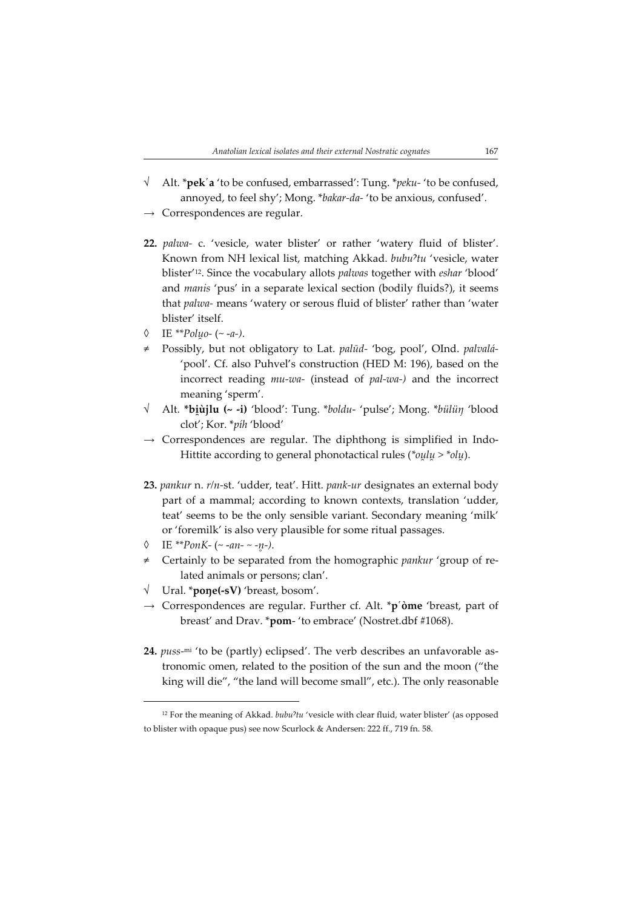√ Alt. ***pek´a** 'to be confused, embarrassed': Tung. **peku-* 'to be confused, annoyed, to feel shy'; Mong. **bakar-da-* 'to be anxious, confused'.

→ Correspondences are regular.

**22.** *palwa-* c. 'vesicle, water blister' or rather 'watery fluid of blister'. Known from NH lexical list, matching Akkad. *bubuʔtu* 'vesicle, water blister'[12]. Since the vocabulary allots *palwas* together with *eshar* 'blood' and *manis* 'pus' in a separate lexical section (bodily fluids?), it seems that *palwa-* means 'watery or serous fluid of blister' rather than 'water blister' itself.

◊ IE ***Polu̯o-* (~ *-a-*).

≠ Possibly, but not obligatory to Lat. *palūd-* 'bog, pool', OInd. *palvalá-* 'pool'. Cf. also Puhvel's construction (HED M: 196), based on the incorrect reading *mu-wa-* (instead of *pal-wa-)* and the incorrect meaning 'sperm'.

√ Alt. ***bi̯ùjlu (~ -i)** 'blood': Tung. **boldu-* 'pulse'; Mong. **bülüŋ* 'blood clot'; Kor. **píh* 'blood'

→ Correspondences are regular. The diphthong is simplified in Indo-Hittite according to general phonotactical rules (**ou̯lu̯* > **olu̯*).

**23.** *pankur* n. *r/n*-st. 'udder, teat'. Hitt. *pank-ur* designates an external body part of a mammal; according to known contexts, translation 'udder, teat' seems to be the only sensible variant. Secondary meaning 'milk' or 'foremilk' is also very plausible for some ritual passages.

◊ IE ***PonK-* (~ *-an-* ~ *-n̥-)*.

≠ Certainly to be separated from the homographic *pankur* 'group of related animals or persons; clan'.

√ Ural. ***poŋe(-sV)** 'breast, bosom'.

→ Correspondences are regular. Further cf. Alt. ***p´òme** 'breast, part of breast' and Drav. ***pom-** 'to embrace' (Nostret.dbf #1068).

**24.** *puss-*[mi] 'to be (partly) eclipsed'. The verb describes an unfavorable astronomic omen, related to the position of the sun and the moon ("the king will die", "the land will become small", etc.). The only reasonable

---

[12] For the meaning of Akkad. *bubuʔtu* 'vesicle with clear fluid, water blister' (as opposed to blister with opaque pus) see now Scurlock & Andersen: 222 ff., 719 fn. 58.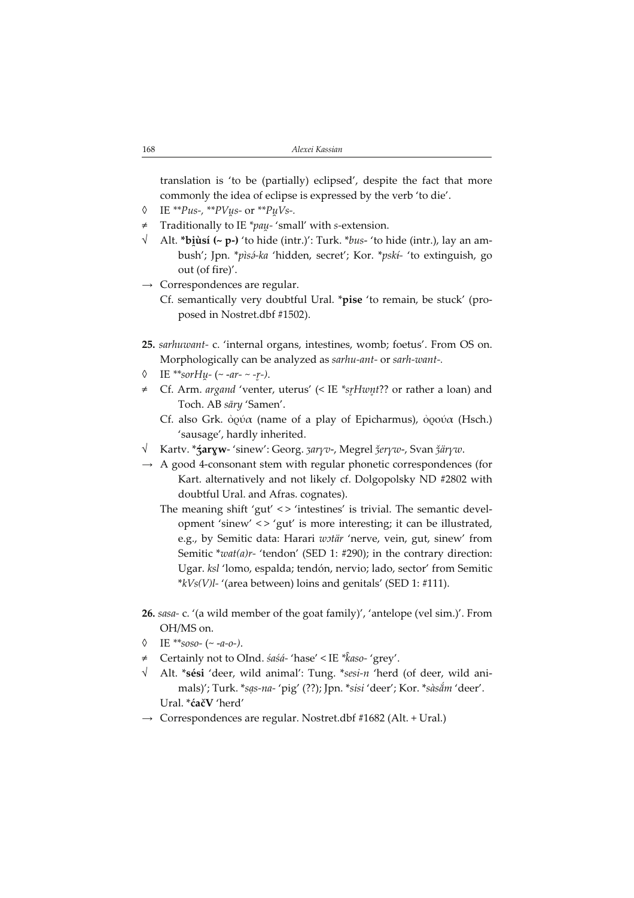translation is 'to be (partially) eclipsed', despite the fact that more commonly the idea of eclipse is expressed by the verb 'to die'.

◊ IE *\*\*Pus-, \*\*PVu̯s-* or *\*\*Pu̯Vs-*.

≠ Traditionally to IE *\*pau̯-* 'small' with *s*-extension.

√ Alt. **\*bi̯ùsí (~ p-)** 'to hide (intr.)': Turk. *\*bus-* 'to hide (intr.), lay an ambush'; Jpn. *\*pìsə́-ka* 'hidden, secret'; Kor. *\*pskí-* 'to extinguish, go out (of fire)'.

→ Correspondences are regular.
Cf. semantically very doubtful Ural. **\*pise** 'to remain, be stuck' (proposed in Nostret.dbf #1502).

**25.** *sarhuwant-* c. 'internal organs, intestines, womb; foetus'. From OS on. Morphologically can be analyzed as *sarhu-ant-* or *sarh-want-*.

◊ IE *\*\*sorHu̯-* (~ *-ar-* ~ *-r̥-*).

≠ Cf. Arm. *argand* 'venter, uterus' (< IE *\*sr̥Hwn̥t*?? or rather a loan) and Toch. AB *sāry* 'Samen'.
Cf. also Grk. ὀρύα (name of a play of Epicharmus), ὀρούα (Hsch.) 'sausage', hardly inherited.

√ Kartv. **\*ʒarɣw-** 'sinew': Georg. *ʒarɣv-*, Megrel *ǯerɣw-*, Svan *ǯärɣw*.

→ A good 4-consonant stem with regular phonetic correspondences (for Kart. alternatively and not likely cf. Dolgopolsky ND #2802 with doubtful Ural. and Afras. cognates).
The meaning shift 'gut' <> 'intestines' is trivial. The semantic development 'sinew' <> 'gut' is more interesting; it can be illustrated, e.g., by Semitic data: Harari *wətär* 'nerve, vein, gut, sinew' from Semitic *\*wat(a)r-* 'tendon' (SED 1: #290); in the contrary direction: Ugar. *ksl* 'lomo, espalda; tendón, nervio; lado, sector' from Semitic *\*kVs(V)l-* '(area between) loins and genitals' (SED 1: #111).

**26.** *sasa-* c. '(a wild member of the goat family)', 'antelope (vel sim.)'. From OH/MS on.

◊ IE *\*\*soso-* (~ *-a-o-*).

≠ Certainly not to OInd. *śaśá-* 'hase' < IE *\*k̂aso-* 'grey'.

√ Alt. **\*sési** 'deer, wild animal': Tung. *\*sesi-n* 'herd (of deer, wild animals)'; Turk. *\*sạs-na-* 'pig' (??); Jpn. *\*sisi* 'deer'; Kor. *\*sàsǎ́m* 'deer'.
Ural. **\*ćačV** 'herd'

→ Correspondences are regular. Nostret.dbf #1682 (Alt. + Ural.)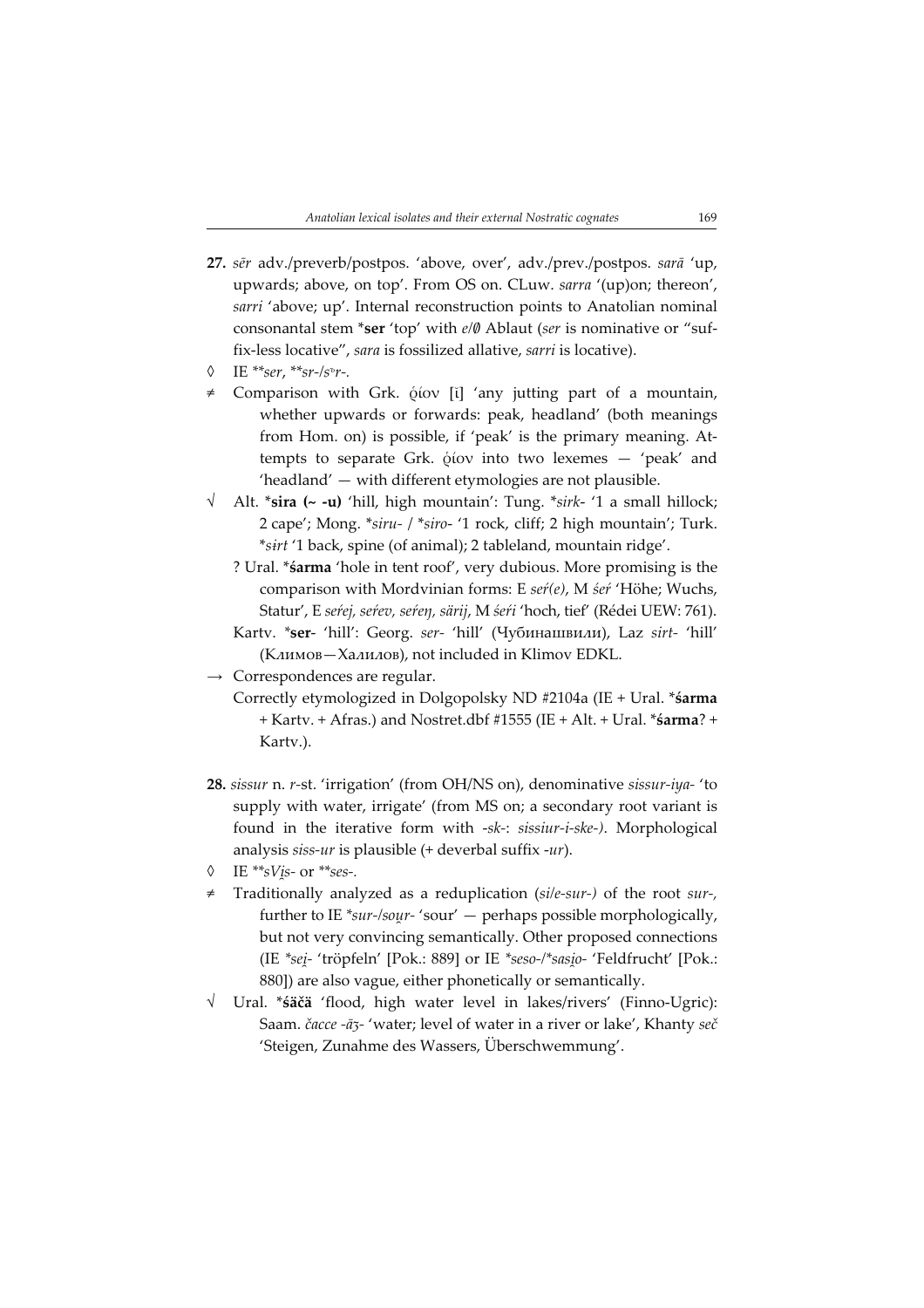**27.** *sēr* adv./preverb/postpos. 'above, over', adv./prev./postpos. *sarā* 'up, upwards; above, on top'. From OS on. CLuw. *sarra* '(up)on; thereon', *sarri* 'above; up'. Internal reconstruction points to Anatolian nominal consonantal stem ***ser** 'top' with *e*/∅ Ablaut (*ser* is nominative or "suffix-less locative", *sara* is fossilized allative, *sarri* is locative).

◊ IE \*\**ser*, \*\**sr-*/*sᵊr-*.

≠ Comparison with Grk. ῥίον [ῐ] 'any jutting part of a mountain, whether upwards or forwards: peak, headland' (both meanings from Hom. on) is possible, if 'peak' is the primary meaning. Attempts to separate Grk. ῥίον into two lexemes — 'peak' and 'headland' — with different etymologies are not plausible.

√ Alt. ***sira (~ -u)** 'hill, high mountain': Tung. **sirk-* '1 a small hillock; 2 cape'; Mong. **siru-* / **siro-* '1 rock, cliff; 2 high mountain'; Turk. **sɨrt* '1 back, spine (of animal); 2 tableland, mountain ridge'.

? Ural. ***śarma** 'hole in tent roof', very dubious. More promising is the comparison with Mordvinian forms: E *seŕ(e)*, M *śeŕ* 'Höhe; Wuchs, Statur', E *seŕej, seŕev, seŕeŋ, särij*, M *śeŕi* 'hoch, tief' (Rédei UEW: 761).

Kartv. ***ser-** 'hill': Georg. *ser-* 'hill' (Чубинашвили), Laz *sirt-* 'hill' (Климов—Халилов), not included in Klimov EDKL.

→ Correspondences are regular.

Correctly etymologized in Dolgopolsky ND #2104a (IE + Ural. ***śarma** + Kartv. + Afras.) and Nostret.dbf #1555 (IE + Alt. + Ural. ***śarma**? + Kartv.).

**28.** *sissur* n. *r*-st. 'irrigation' (from OH/NS on), denominative *sissur-iya-* 'to supply with water, irrigate' (from MS on; a secondary root variant is found in the iterative form with *-sk-*: *sissiur-i-ske-)*. Morphological analysis *siss-ur* is plausible (+ deverbal suffix *-ur*).

◊ IE \*\**sVi̯s-* or \*\**ses-*.

≠ Traditionally analyzed as a reduplication (*si*/*e-sur-)* of the root *sur-*, further to IE **sur-*/*sou̯r-* 'sour' — perhaps possible morphologically, but not very convincing semantically. Other proposed connections (IE **sei̯-* 'tröpfeln' [Pok.: 889] or IE **seso-*/**sasi̯o-* 'Feldfrucht' [Pok.: 880]) are also vague, either phonetically or semantically.

√ Ural. ***śäčä** 'flood, high water level in lakes/rivers' (Finno-Ugric): Saam. *čacce -āʒ-* 'water; level of water in a river or lake', Khanty *seč* 'Steigen, Zunahme des Wassers, Überschwemmung'.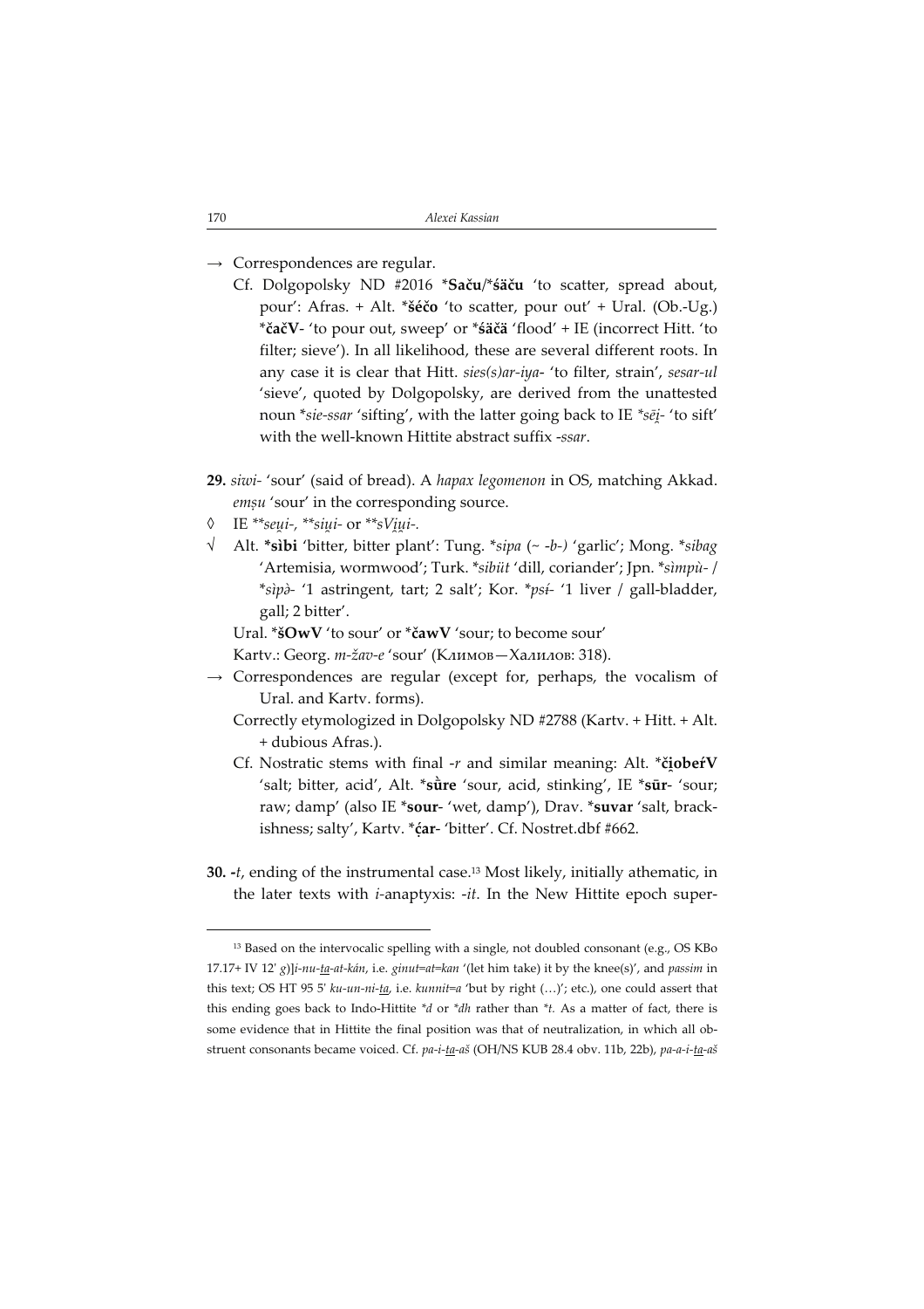→ Correspondences are regular.

Cf. Dolgopolsky ND #2016 ***Saču**/***śäču** 'to scatter, spread about, pour': Afras. + Alt. ***šéčo** 'to scatter, pour out' + Ural. (Ob.-Ug.) ***čačV**- 'to pour out, sweep' or ***śäčä** 'flood' + IE (incorrect Hitt. 'to filter; sieve'). In all likelihood, these are several different roots. In any case it is clear that Hitt. *sies(s)ar-iya*- 'to filter, strain', *sesar-ul* 'sieve', quoted by Dolgopolsky, are derived from the unattested noun **sie-ssar* 'sifting', with the latter going back to IE **sēi̯*- 'to sift' with the well-known Hittite abstract suffix *-ssar*.

**29.** *siwi*- 'sour' (said of bread). A *hapax legomenon* in OS, matching Akkad. *emṣu* 'sour' in the corresponding source.

◊ IE ***seu̯i*-, ***siu̯i*- or ***sVi̯u̯i*-.

√ Alt. ***sìbi** 'bitter, bitter plant': Tung. **sipa* (~ *-b-*) 'garlic'; Mong. **sibag* 'Artemisia, wormwood'; Turk. **sibüt* 'dill, coriander'; Jpn. **sìmpù*- / **sìpə̀*- '1 astringent, tart; 2 salt'; Kor. **psí*- '1 liver / gall-bladder, gall; 2 bitter'.

Ural. ***šOwV** 'to sour' or ***čawV** 'sour; to become sour'

Kartv.: Georg. *m-žav-e* 'sour' (Климов—Халилов: 318).

→ Correspondences are regular (except for, perhaps, the vocalism of Ural. and Kartv. forms).

Correctly etymologized in Dolgopolsky ND #2788 (Kartv. + Hitt. + Alt. + dubious Afras.).

Cf. Nostratic stems with final *-r* and similar meaning: Alt. ***či̯obeŕV** 'salt; bitter, acid', Alt. ***sȕre** 'sour, acid, stinking', IE ***sūr**- 'sour; raw; damp' (also IE ***sour**- 'wet, damp'), Drav. ***suvar** 'salt, brackishness; salty', Kartv. ***ćar**- 'bitter'. Cf. Nostret.dbf #662.

**30.** *-t*, ending of the instrumental case.[13] Most likely, initially athematic, in the later texts with *i*-anaptyxis: *-it*. In the New Hittite epoch super-

---

[13] Based on the intervocalic spelling with a single, not doubled consonant (e.g., OS KBo 17.17+ IV 12′ *g*)]*i-nu-ta-at-kán*, i.e. *ginut=at=kan* '(let him take) it by the knee(s)', and *passim* in this text; OS HT 95 5′ *ku-un-ni-ta*, i.e. *kunnit=a* 'but by right (…)'; etc.), one could assert that this ending goes back to Indo-Hittite **d* or **dh* rather than **t*. As a matter of fact, there is some evidence that in Hittite the final position was that of neutralization, in which all obstruent consonants became voiced. Cf. *pa-i-ta-aš* (OH/NS KUB 28.4 obv. 11b, 22b), *pa-a-i-ta-aš*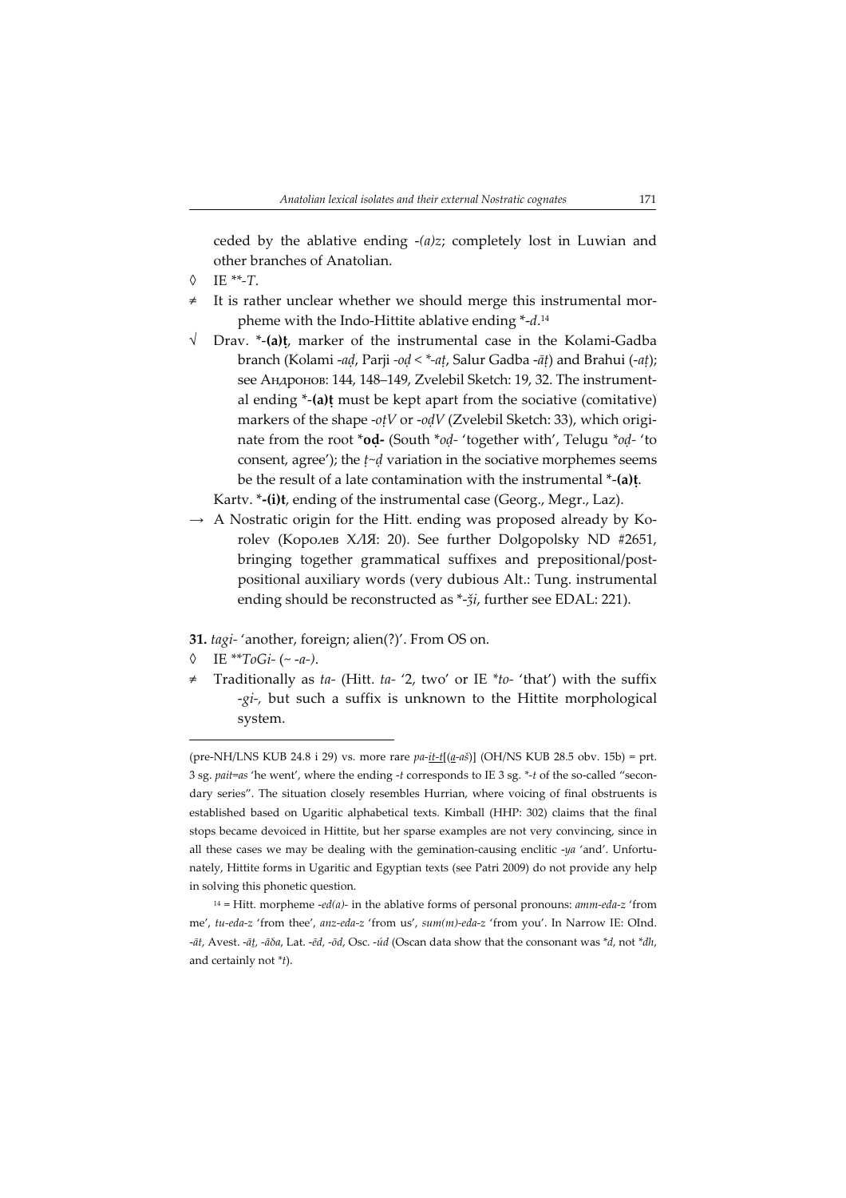ceded by the ablative ending *-(a)z*; completely lost in Luwian and other branches of Anatolian.

◊ IE **\*\*-T*.

≠ It is rather unclear whether we should merge this instrumental morpheme with the Indo-Hittite ablative ending *\*-d*.[14]

√ Drav. \***-(a)ṭ**, marker of the instrumental case in the Kolami-Gadba branch (Kolami *-aḍ*, Parji *-oḍ* < *\*-aṭ*, Salur Gadba *-āṭ*) and Brahui (*-aṭ*); see Андронов: 144, 148–149, Zvelebil Sketch: 19, 32. The instrumental ending \***-(a)ṭ** must be kept apart from the sociative (comitative) markers of the shape *-oṭV* or *-oḍV* (Zvelebil Sketch: 33), which originate from the root \***oḍ-** (South *\*oḍ-* 'together with', Telugu *\*oḍ-* 'to consent, agree'); the *ṭ~ḍ* variation in the sociative morphemes seems be the result of a late contamination with the instrumental \***-(a)ṭ**.

Kartv. \***-(i)t**, ending of the instrumental case (Georg., Megr., Laz).

→ A Nostratic origin for the Hitt. ending was proposed already by Korolev (Королев ХЛЯ: 20). See further Dolgopolsky ND #2651, bringing together grammatical suffixes and prepositional/postpositional auxiliary words (very dubious Alt.: Tung. instrumental ending should be reconstructed as *\*-ǯi*, further see EDAL: 221).

**31.** *tagi-* 'another, foreign; alien(?)'. From OS on.

◊ IE *\*\*ToGi-* (~ *-a-*).

≠ Traditionally as *ta-* (Hitt. *ta-* '2, two' or IE *\*to-* 'that') with the suffix *-gi-*, but such a suffix is unknown to the Hittite morphological system.

---

(pre-NH/LNS KUB 24.8 i 29) vs. more rare *pa-it-t*[(*a-aš*)] (OH/NS KUB 28.5 obv. 15b) = prt. 3 sg. *pait=as* 'he went', where the ending *-t* corresponds to IE 3 sg. *\*-t* of the so-called "secondary series". The situation closely resembles Hurrian, where voicing of final obstruents is established based on Ugaritic alphabetical texts. Kimball (HHP: 302) claims that the final stops became devoiced in Hittite, but her sparse examples are not very convincing, since in all these cases we may be dealing with the gemination-causing enclitic *-ya* 'and'. Unfortunately, Hittite forms in Ugaritic and Egyptian texts (see Patri 2009) do not provide any help in solving this phonetic question.

[14] = Hitt. morpheme *-ed(a)-* in the ablative forms of personal pronouns: *amm-eda-z* 'from me', *tu-eda-z* 'from thee', *anz-eda-z* 'from us', *sum(m)-eda-z* 'from you'. In Narrow IE: OInd. *-āt*, Avest. *-āṯ*, *-āδa*, Lat. *-ēd*, *-ōd*, Osc. *-úd* (Oscan data show that the consonant was *\*d*, not *\*dh*, and certainly not *\*t*).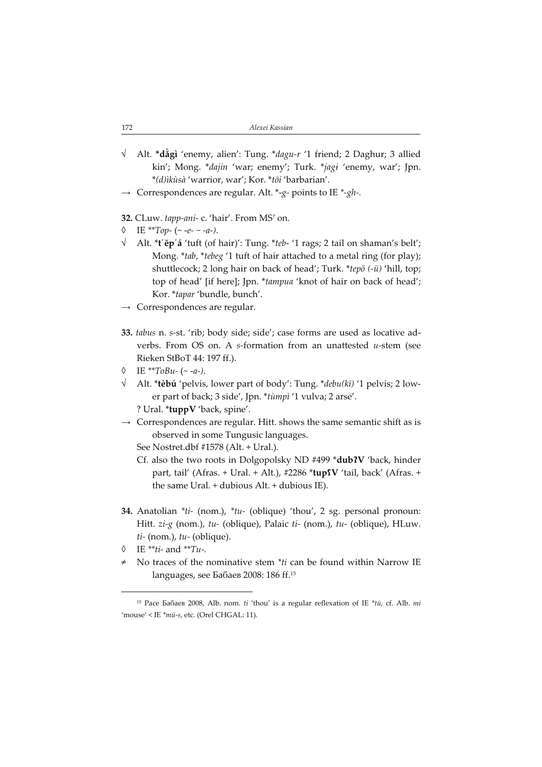√ Alt. ***dǟgì** 'enemy, alien': Tung. **dagu-r* '1 friend; 2 Daghur; 3 allied kin'; Mong. **dajin* 'war; enemy'; Turk. **jagɨ* 'enemy, war'; Jpn. **(d)ìkùsà* 'warrior, war'; Kor. **tōi* 'barbarian'.

→ Correspondences are regular. Alt. *-*g*- points to IE *-*gh*-.

**32.** CLuw. *tapp-ani-* c. 'hair'. From MS? on.

◊ IE ***Top-* (~ *-e-* ~ *-a-*).

√ Alt. ***t῾ĕp῾á** 'tuft (of hair)': Tung. **teb-* '1 rags; 2 tail on shaman's belt'; Mong. **tab*, **tebeg* '1 tuft of hair attached to a metal ring (for play); shuttlecock; 2 long hair on back of head'; Turk. **tepö (-ü)* 'hill, top; top of head' [if here]; Jpn. **tampua* 'knot of hair on back of head'; Kor. **tapar* 'bundle, bunch'.

→ Correspondences are regular.

**33.** *tabus* n. *s*-st. 'rib; body side; side'; case forms are used as locative adverbs. From OS on. A *s*-formation from an unattested *u*-stem (see Rieken StBoT 44: 197 ff.).

◊ IE ***ToBu-* (~ *-a-*).

√ Alt. ***tèbú** 'pelvis, lower part of body': Tung. **debu(kī)* '1 pelvis; 2 lower part of back; 3 side', Jpn. **tùmpì* '1 vulva; 2 arse'.
? Ural. ***tuppV** 'back, spine'.

→ Correspondences are regular. Hitt. shows the same semantic shift as is observed in some Tungusic languages.
See Nostret.dbf #1578 (Alt. + Ural.).
Cf. also the two roots in Dolgopolsky ND #499 ***dubʔV** 'back, hinder part, tail' (Afras. + Ural. + Alt.), #2286 ***tupʕV** 'tail, back' (Afras. + the same Ural. + dubious Alt. + dubious IE).

**34.** Anatolian **ti-* (nom.), **tu-* (oblique) 'thou', 2 sg. personal pronoun: Hitt. *zi-g* (nom.), *tu-* (oblique), Palaic *ti-* (nom.), *tu-* (oblique), HLuw. *ti-* (nom.), *tu-* (oblique).

◊ IE ***ti-* and ***Tu-*.

≠ No traces of the nominative stem **ti* can be found within Narrow IE languages, see Бабаев 2008: 186 ff.[15]

[15] Pace Бабаев 2008, Alb. nom. *ti* 'thou' is a regular reflexation of IE **tū*, cf. Alb. *mi* 'mouse' < IE **mū-s*, etc. (Orel CHGAL: 11).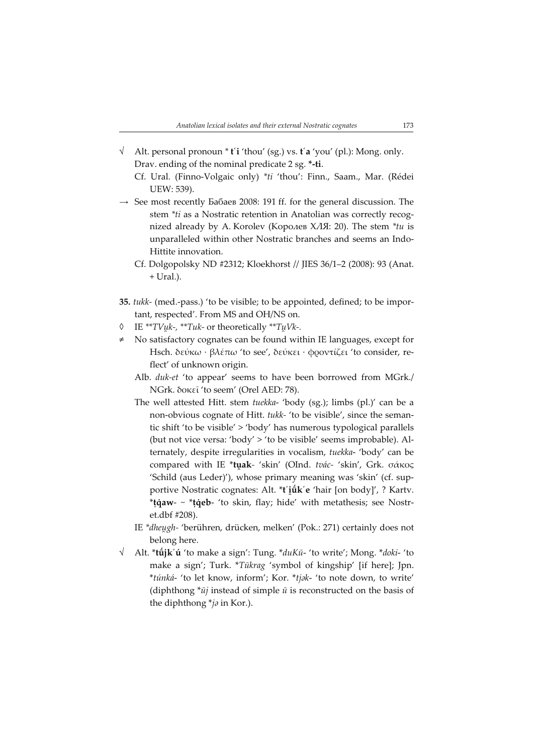√ Alt. personal pronoun * **t́i** 'thou' (sg.) vs. **t́a** 'you' (pl.): Mong. only. Drav. ending of the nominal predicate 2 sg. ***-ti**.

Cf. Ural. (Finno-Volgaic only) *\*ti* 'thou': Finn., Saam., Mar. (Rédei UEW: 539).

→ See most recently Бабаев 2008: 191 ff. for the general discussion. The stem *\*ti* as a Nostratic retention in Anatolian was correctly recognized already by A. Korolev (Королев *ХЛЯ*: 20). The stem *\*tu* is unparalleled within other Nostratic branches and seems an Indo-Hittite innovation.

Cf. Dolgopolsky ND #2312; Kloekhorst // JIES 36/1–2 (2008): 93 (Anat. + Ural.).

**35.** *tukk-* (med.-pass.) 'to be visible; to be appointed, defined; to be important, respected'. From MS and OH/NS on.

◊ IE *\*\*TVu̯k-*, *\*\*Tuk-* or theoretically *\*\*Tu̯Vk-*.

≠ No satisfactory cognates can be found within IE languages, except for Hsch. δεύκω · βλέπω 'to see', δεύκει · φροντίζει 'to consider, reflect' of unknown origin.

Alb. *duk-et* 'to appear' seems to have been borrowed from MGrk./NGrk. δοκεῖ 'to seem' (Orel AED: 78).

The well attested Hitt. stem *tuekka-* 'body (sg.); limbs (pl.)' can be a non-obvious cognate of Hitt. *tukk-* 'to be visible', since the semantic shift 'to be visible' > 'body' has numerous typological parallels (but not vice versa: 'body' > 'to be visible' seems improbable). Alternately, despite irregularities in vocalism, *tuekka-* 'body' can be compared with IE **\*tu̯ak-** 'skin' (OInd. *tvác-* 'skin', Grk. σάκος 'Schild (aus Leder)'), whose primary meaning was 'skin' (cf. supportive Nostratic cognates: Alt. **\*t́i̯ŭ́ḱe** 'hair [on body]', ? Kartv. **\*ṭq̇aw-** ~ **\*ṭq̇eb-** 'to skin, flay; hide' with metathesis; see Nostret.dbf #208).

IE *\*dheu̯gh-* 'berühren, drücken, melken' (Pok.: 271) certainly does not belong here.

√ Alt. **\*tǘjḱú** 'to make a sign': Tung. *\*duKū-* 'to write'; Mong. *\*doki-* 'to make a sign'; Turk. *\*Tūkrag* 'symbol of kingship' [if here]; Jpn. *\*túnká-* 'to let know, inform'; Kor. *\*tjək-* 'to note down, to write' (diphthong *\*ūj* instead of simple *ū* is reconstructed on the basis of the diphthong *\*jə* in Kor.).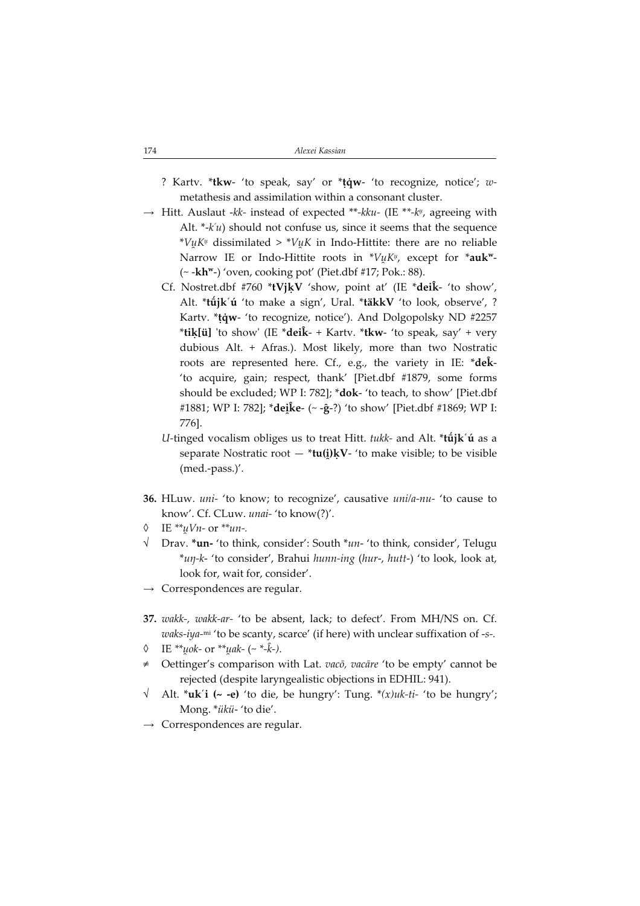? Kartv. ***tkw**- 'to speak, say' or ***ṭq̇w**- 'to recognize, notice'; *w*-metathesis and assimilation within a consonant cluster.

→ Hitt. Auslaut *-kk-* instead of expected *\*\*-kku-* (IE *\*\*-kᵘ̯*, agreeing with Alt. *\*-k´u*) should not confuse us, since it seems that the sequence *\*VṷKᵘ̯* dissimilated > *\*VṷK* in Indo-Hittite: there are no reliable Narrow IE or Indo-Hittite roots in *\*VṷKᵘ̯*, except for ***aukʷ**- (~ -**khʷ**-) 'oven, cooking pot' (Piet.dbf #17; Pok.: 88).

Cf. Nostret.dbf #760 ***tVjḳV** 'show, point at' (IE ***dei̯k̂**- 'to show', Alt. ***tűjk´ú** 'to make a sign', Ural. ***täkkV** 'to look, observe', ? Kartv. ***ṭq̇w**- 'to recognize, notice'). And Dolgopolsky ND #2257 ***tiḳ[ü]** 'to show' (IE ***deik̂**- + Kartv. ***tkw**- 'to speak, say' + very dubious Alt. + Afras.). Most likely, more than two Nostratic roots are represented here. Cf., e.g., the variety in IE: ***dek̂**- 'to acquire, gain; respect, thank' [Piet.dbf #1879, some forms should be excluded; WP I: 782]; ***dok**- 'to teach, to show' [Piet.dbf #1881; WP I: 782]; ***dei̯k̂e**- (~ -**ĝ**-?) 'to show' [Piet.dbf #1869; WP I: 776].

*U*-tinged vocalism obliges us to treat Hitt. *tukk-* and Alt. ***tűjk´ú** as a separate Nostratic root — ***tu(i̯)ḳV**- 'to make visible; to be visible (med.-pass.)'.

**36.** HLuw. *uni-* 'to know; to recognize', causative *uni/a-nu-* 'to cause to know'. Cf. CLuw. *unai-* 'to know(?)'.

◊ IE *\*\*ṷVn-* or *\*\*un-*.

√ Drav. ***un-** 'to think, consider': South *\*un-* 'to think, consider', Telugu *\*uŋ-k-* 'to consider', Brahui *hunn-ing* (*hur-*, *hutt-*) 'to look, look at, look for, wait for, consider'.

→ Correspondences are regular.

**37.** *wakk-, wakk-ar-* 'to be absent, lack; to defect'. From MH/NS on. Cf. *waks-iya-*ᵐⁱ 'to be scanty, scarce' (if here) with unclear suffixation of *-s-*.

◊ IE *\*\*ṷok-* or *\*\*ṷak-* (~ *\*-k̂-*).

≠ Oettinger's comparison with Lat. *vacō, vacāre* 'to be empty' cannot be rejected (despite laryngealistic objections in EDHIL: 941).

√ Alt. ***uk´i (~ -e)** 'to die, be hungry': Tung. *\*(x)uk-ti-* 'to be hungry'; Mong. *\*ükü-* 'to die'.

→ Correspondences are regular.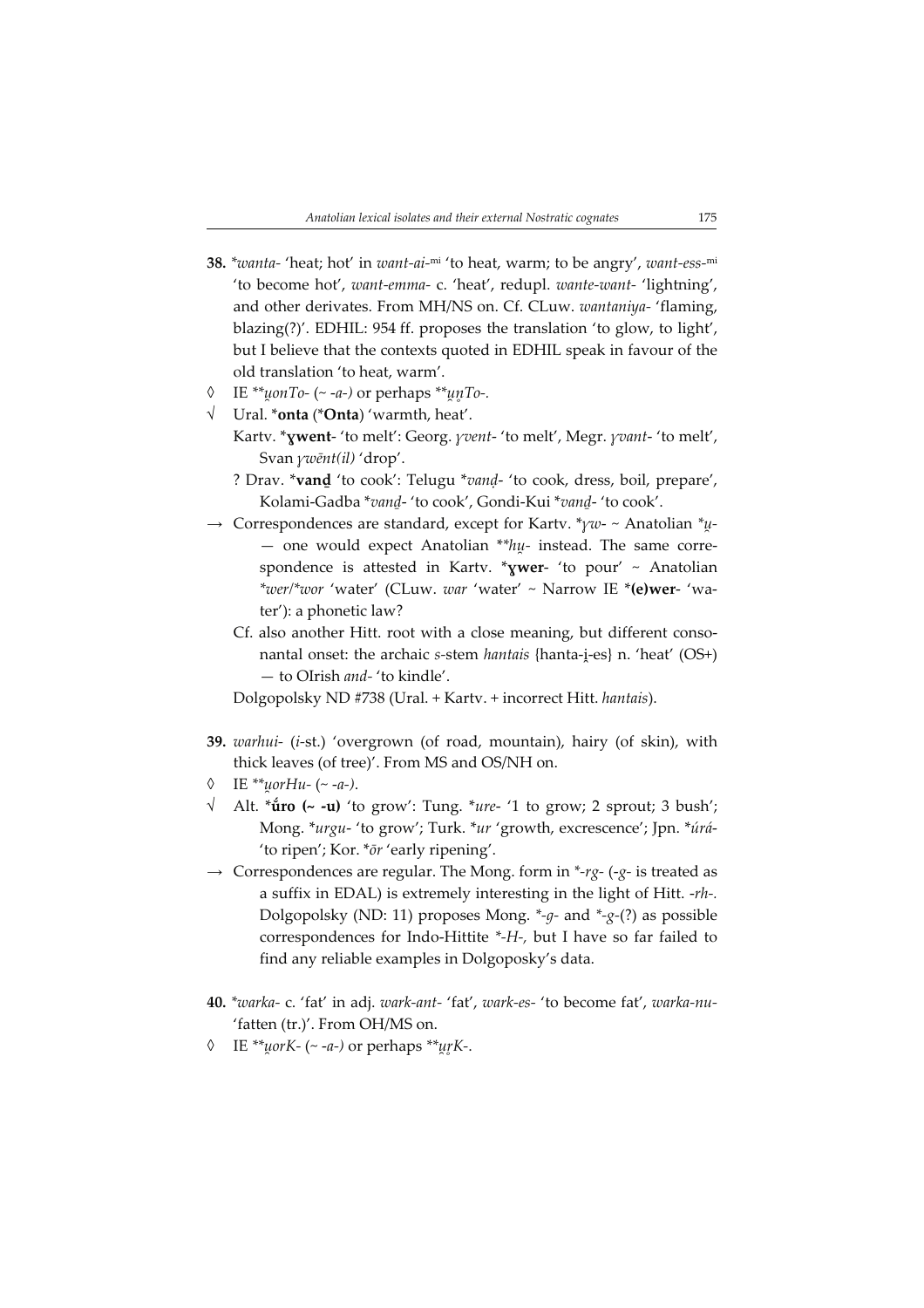**38.** *\*wanta-* 'heat; hot' in *want-ai-*[mi] 'to heat, warm; to be angry', *want-ess-*[mi] 'to become hot', *want-emma-* c. 'heat', redupl. *wante-want-* 'lightning', and other derivates. From MH/NS on. Cf. CLuw. *wantaniya-* 'flaming, blazing(?)'. EDHIL: 954 ff. proposes the translation 'to glow, to light', but I believe that the contexts quoted in EDHIL speak in favour of the old translation 'to heat, warm'.

◊ IE *\*\*u̯onTo-* (~ *-a-*) or perhaps *\*\*u̯n̥To-*.

√ Ural. \***onta** (\***Onta**) 'warmth, heat'.

Kartv. \***ɣwent-** 'to melt': Georg. *ɣvent-* 'to melt', Megr. *ɣvant-* 'to melt', Svan *ɣwēnt(il)* 'drop'.

? Drav. \***vanḏ** 'to cook': Telugu *\*vanḍ-* 'to cook, dress, boil, prepare', Kolami-Gadba *\*vanḏ-* 'to cook', Gondi-Kui *\*vanḏ-* 'to cook'.

→ Correspondences are standard, except for Kartv. *\*ɣw-* ~ Anatolian *\*u̯-* — one would expect Anatolian *\*\*hu̯-* instead. The same correspondence is attested in Kartv. \***ɣwer-** 'to pour' ~ Anatolian *\*wer/\*wor* 'water' (CLuw. *war* 'water' ~ Narrow IE \***(e)wer-** 'water'): a phonetic law?

Cf. also another Hitt. root with a close meaning, but different consonantal onset: the archaic *s*-stem *hantais* {hanta-i̯-es} n. 'heat' (OS+) — to OIrish *and-* 'to kindle'.

Dolgopolsky ND #738 (Ural. + Kartv. + incorrect Hitt. *hantais*).

**39.** *warhui-* (*i*-st.) 'overgrown (of road, mountain), hairy (of skin), with thick leaves (of tree)'. From MS and OS/NH on.

◊ IE *\*\*u̯orHu-* (~ *-a-*).

√ Alt. \***ŭ́ro (~ -u)** 'to grow': Tung. *\*ure-* '1 to grow; 2 sprout; 3 bush'; Mong. *\*urgu-* 'to grow'; Turk. *\*ur* 'growth, excrescence'; Jpn. *\*úrá-* 'to ripen'; Kor. *\*ōr* 'early ripening'.

→ Correspondences are regular. The Mong. form in *\*-rg-* (*-g-* is treated as a suffix in EDAL) is extremely interesting in the light of Hitt. *-rh-*. Dolgopolsky (ND: 11) proposes Mong. *\*-ɡ-* and *\*-g-*(?) as possible correspondences for Indo-Hittite *\*-H-*, but I have so far failed to find any reliable examples in Dolgoposky's data.

**40.** *\*warka-* c. 'fat' in adj. *wark-ant-* 'fat', *wark-es-* 'to become fat', *warka-nu-* 'fatten (tr.)'. From OH/MS on.

◊ IE *\*\*u̯orK-* (~ *-a-*) or perhaps *\*\*u̯r̥K-*.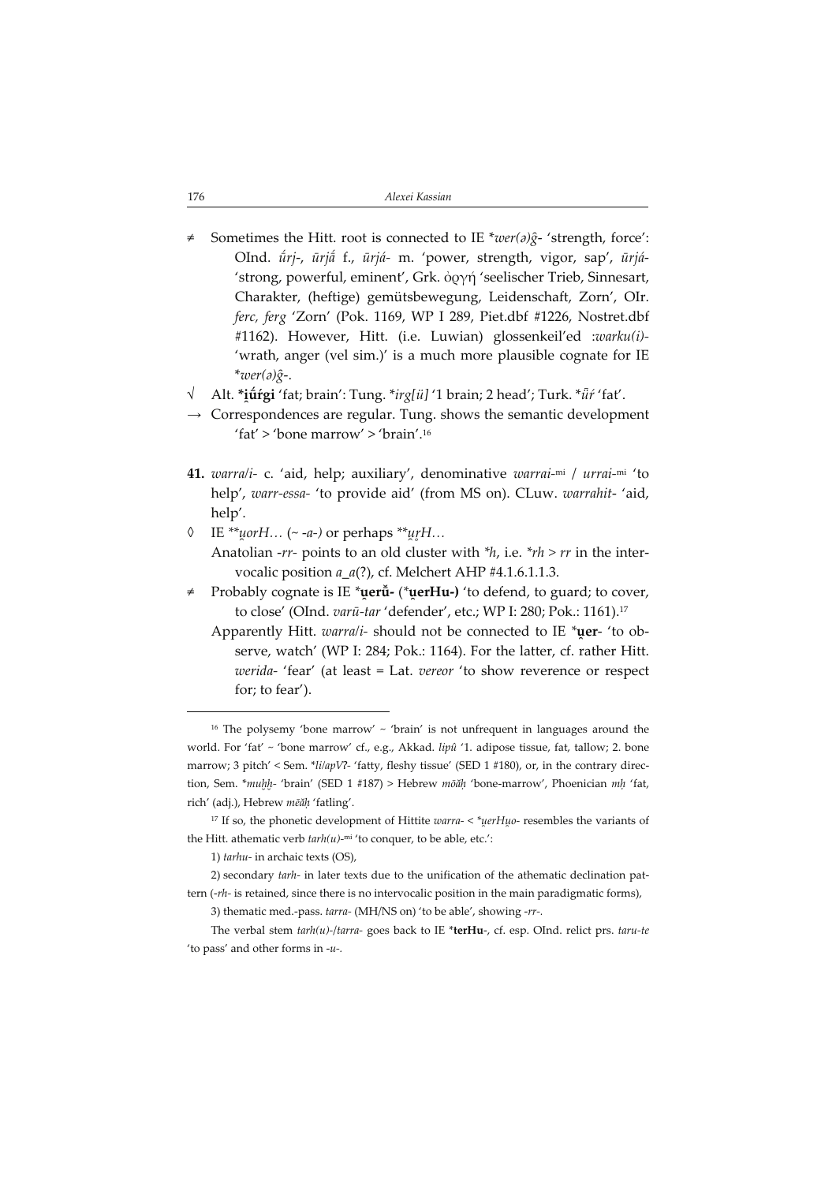≠ Sometimes the Hitt. root is connected to IE **wer(ə)ĝ-* 'strength, force': OInd. *ū́rj-*, *ūrjā́* f., *ūrjá-* m. 'power, strength, vigor, sap', *ūrjá-* 'strong, powerful, eminent', Grk. ὀργή 'seelischer Trieb, Sinnesart, Charakter, (heftige) gemütsbewegung, Leidenschaft, Zorn', OIr. *ferc, ferg* 'Zorn' (Pok. 1169, WP I 289, Piet.dbf #1226, Nostret.dbf #1162). However, Hitt. (i.e. Luwian) glossenkeil'ed *:warku(i)-* 'wrath, anger (vel sim.)' is a much more plausible cognate for IE **wer(ə)ĝ-*.

√ Alt. ***i̯ū́ŕgi*** 'fat; brain': Tung. **irg[ü]* '1 brain; 2 head'; Turk. **ǖŕ* 'fat'.

→ Correspondences are regular. Tung. shows the semantic development 'fat' > 'bone marrow' > 'brain'.[16]

**41.** *warra/i-* c. 'aid, help; auxiliary', denominative *warrai-*[mi] / *urrai-*[mi] 'to help', *warr-essa-* 'to provide aid' (from MS on). CLuw. *warrahit-* 'aid, help'.

◊ IE ***u̯orH…* (~ *-a-)* or perhaps ***u̯r̥H…*

Anatolian *-rr-* points to an old cluster with **h*, i.e. **rh* > *rr* in the intervocalic position *a_a*(?), cf. Melchert AHP #4.1.6.1.1.3.

≠ Probably cognate is IE ***u̯erŭ-*** (***u̯erHu-)*** 'to defend, to guard; to cover, to close' (OInd. *varū-tar* 'defender', etc.; WP I: 280; Pok.: 1161).[17]

Apparently Hitt. *warra/i-* should not be connected to IE ***u̯er-*** 'to observe, watch' (WP I: 284; Pok.: 1164). For the latter, cf. rather Hitt. *werida-* 'fear' (at least = Lat. *vereor* 'to show reverence or respect for; to fear').

---

[16] The polysemy 'bone marrow' ~ 'brain' is not unfrequent in languages around the world. For 'fat' ~ 'bone marrow' cf., e.g., Akkad. *lipû* '1. adipose tissue, fat, tallow; 2. bone marrow; 3 pitch' < Sem. **li/apVʔ-* 'fatty, fleshy tissue' (SED 1 #180), or, in the contrary direction, Sem. **muḫḫ-* 'brain' (SED 1 #187) > Hebrew *mōăḥ* 'bone-marrow', Phoenician *mḥ* 'fat, rich' (adj.), Hebrew *mēăḥ* 'fatling'.

[17] If so, the phonetic development of Hittite *warra-* < **u̯erHu̯o-* resembles the variants of the Hitt. athematic verb *tarh(u)-*[mi] 'to conquer, to be able, etc.':

1) *tarhu-* in archaic texts (OS),

2) secondary *tarh-* in later texts due to the unification of the athematic declination pattern (*-rh-* is retained, since there is no intervocalic position in the main paradigmatic forms),

3) thematic med.-pass. *tarra-* (MH/NS on) 'to be able', showing *-rr-*.

The verbal stem *tarh(u)-/tarra-* goes back to IE ***terHu-***, cf. esp. OInd. relict prs. *taru-te* 'to pass' and other forms in *-u-*.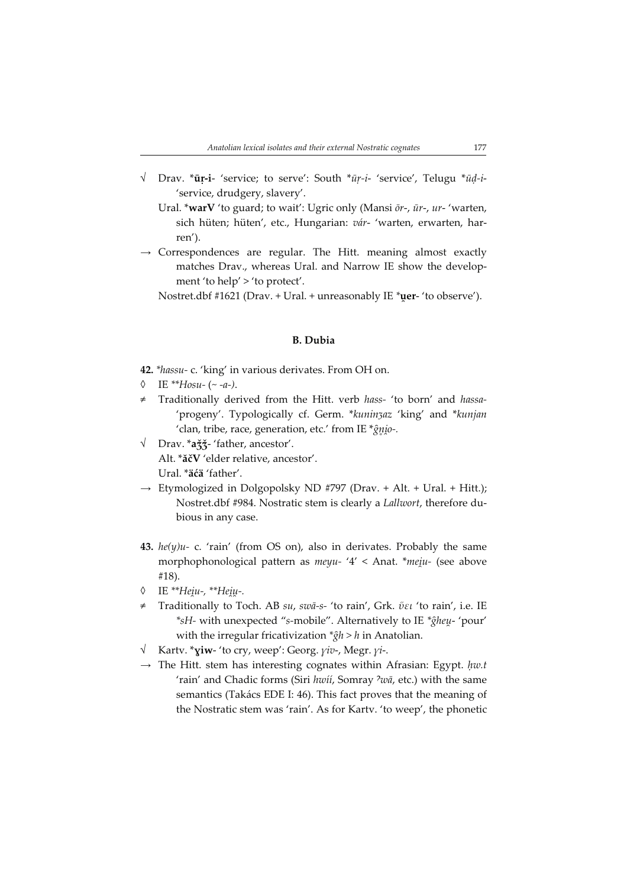√ Drav. ***ūṛ-i**- 'service; to serve': South **ūṛ-i-* 'service', Telugu **ūḍ-i-* 'service, drudgery, slavery'.

Ural. ***warV** 'to guard; to wait': Ugric only (Mansi *ōr-*, *ūr-*, *ur-* 'warten, sich hüten; hüten', etc., Hungarian: *vár-* 'warten, erwarten, harren').

→ Correspondences are regular. The Hitt. meaning almost exactly matches Drav., whereas Ural. and Narrow IE show the development 'to help' > 'to protect'.

Nostret.dbf #1621 (Drav. + Ural. + unreasonably IE ***u̯er**- 'to observe').

### B. Dubia

**42.** **hassu-* c. 'king' in various derivates. From OH on.

◊ IE ***Hosu-* (~ *-a-*).

≠ Traditionally derived from the Hitt. verb *hass-* 'to born' and *hassa-* 'progeny'. Typologically cf. Germ. **kuninʒaz* 'king' and **kunjan* 'clan, tribe, race, generation, etc.' from IE **ĝn̥i̯o-*.

√ Drav. ***aǯǯ**- 'father, ancestor'.

Alt. ***ăčV** 'elder relative, ancestor'.

Ural. ***äćä** 'father'.

→ Etymologized in Dolgopolsky ND #797 (Drav. + Alt. + Ural. + Hitt.); Nostret.dbf #984. Nostratic stem is clearly a *Lallwort*, therefore dubious in any case.

**43.** *he(y)u-* c. 'rain' (from OS on), also in derivates. Probably the same morphophonological pattern as *meyu-* '4' < Anat. **mei̯u-* (see above #18).

◊ IE ***Hei̯u-*, ***Hei̯u̯-*.

≠ Traditionally to Toch. AB *su*, *swā-s-* 'to rain', Grk. *ὕει* 'to rain', i.e. IE **sH-* with unexpected "*s*-mobile". Alternatively to IE **ĝheu̯-* 'pour' with the irregular fricativization **ĝh* > *h* in Anatolian.

√ Kartv. ***ɣiw**- 'to cry, weep': Georg. *γiv-*, Megr. *γi-*.

→ The Hitt. stem has interesting cognates within Afrasian: Egypt. *ḥw.t* 'rain' and Chadic forms (Siri *hwíí*, Somray *ʔwā*, etc.) with the same semantics (Takács EDE I: 46). This fact proves that the meaning of the Nostratic stem was 'rain'. As for Kartv. 'to weep', the phonetic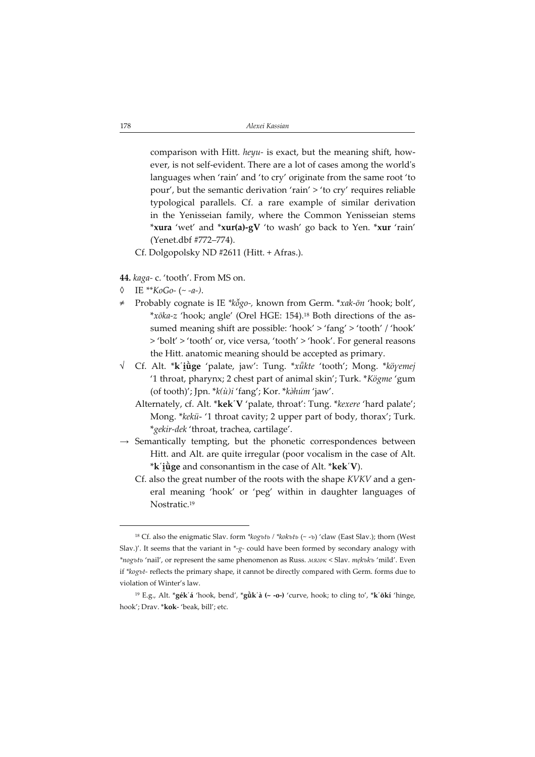comparison with Hitt. *heyu-* is exact, but the meaning shift, however, is not self-evident. There are a lot of cases among the world's languages when 'rain' and 'to cry' originate from the same root 'to pour', but the semantic derivation 'rain' > 'to cry' requires reliable typological parallels. Cf. a rare example of similar derivation in the Yenisseian family, where the Common Yenisseian stems \***xura** 'wet' and \***xur(a)-gV** 'to wash' go back to Yen. \***xur** 'rain' (Yenet.dbf #772–774).

Cf. Dolgopolsky ND #2611 (Hitt. + Afras.).

**44.** *kaga-* c. 'tooth'. From MS on.

◊ IE \*\**KoGo-* (~ *-a-*).

≠ Probably cognate is IE *\*kŏ̄go-*, known from Germ. \**xak-ōn* 'hook; bolt', \**xōka-z* 'hook; angle' (Orel HGE: 154).[18] Both directions of the assumed meaning shift are possible: 'hook' > 'fang' > 'tooth' / 'hook' > 'bolt' > 'tooth' or, vice versa, 'tooth' > 'hook'. For general reasons the Hitt. anatomic meaning should be accepted as primary.

√ Cf. Alt. \***k῾i̯ȕge** 'palate, jaw': Tung. \**xǖkte* 'tooth'; Mong. \**köɣemej* '1 throat, pharynx; 2 chest part of animal skin'; Turk. \**Kögme* 'gum (of tooth)'; Jpn. \**k(ù)i* 'fang'; Kor. \**kə̀húm* 'jaw'.

Alternately, cf. Alt. \***kek῾V** 'palate, throat': Tung. \**kexere* 'hard palate'; Mong. \**kekü-* '1 throat cavity; 2 upper part of body, thorax'; Turk. \**gekir-dek* 'throat, trachea, cartilage'.

→ Semantically tempting, but the phonetic correspondences between Hitt. and Alt. are quite irregular (poor vocalism in the case of Alt. \***k῾i̯ȕge** and consonantism in the case of Alt. \***kek῾V**).

Cf. also the great number of the roots with the shape *KVKV* and a general meaning 'hook' or 'peg' within in daughter languages of Nostratic.[19]

---

[18] Cf. also the enigmatic Slav. form *\*kogъtь* / *\*kokъtь* (~ -ъ) 'claw (East Slav.); thorn (West Slav.)'. It seems that the variant in *\*-g-* could have been formed by secondary analogy with *\*nogъtь* 'nail', or represent the same phenomenon as Russ. *мягок* < Slav. *mękъkъ* 'mild'. Even if *\*kogъt-* reflects the primary shape, it cannot be directly compared with Germ. forms due to violation of Winter's law.

[19] E.g., Alt. \***gék῾á** 'hook, bend', \***gȕk῾à (~ -o-)** 'curve, hook; to cling to', \***k῾ōkí** 'hinge, hook'; Drav. \***kok-** 'beak, bill'; etc.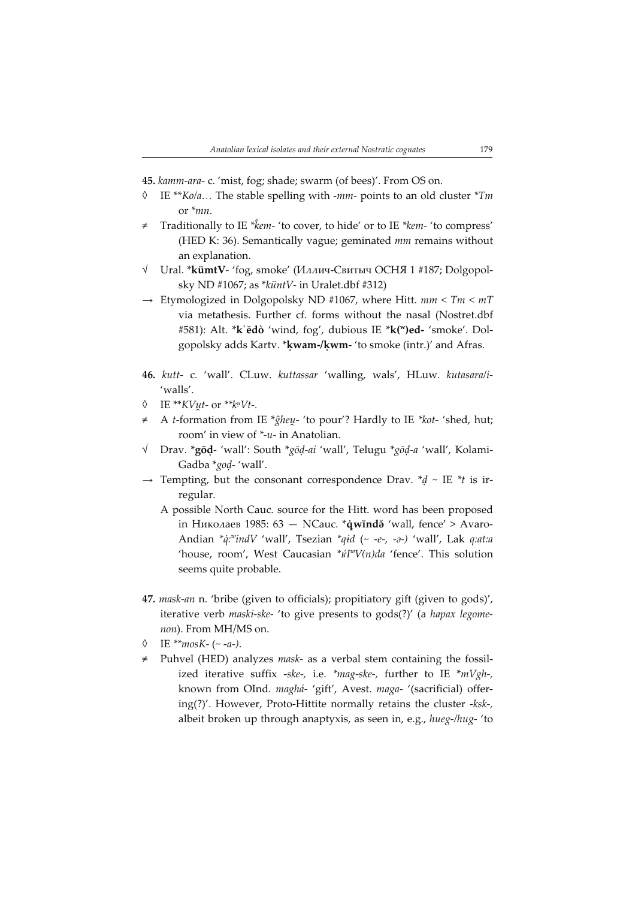**45.** *kamm-ara-* c. 'mist, fog; shade; swarm (of bees)'. From OS on.

◊ IE *\*\*Ko/a…* The stable spelling with *-mm-* points to an old cluster *\*Tm* or *\*mn*.

≠ Traditionally to IE *\*k̂em-* 'to cover, to hide' or to IE *\*kem-* 'to compress' (HED K: 36). Semantically vague; geminated *mm* remains without an explanation.

√ Ural. **\*kümtV-** 'fog, smoke' (Иллич-Свитыч ОСНЯ 1 #187; Dolgopolsky ND #1067; as *\*küntV-* in Uralet.dbf #312)

→ Etymologized in Dolgopolsky ND #1067, where Hitt. *mm* < *Tm* < *mT* via metathesis. Further cf. forms without the nasal (Nostret.dbf #581): Alt. **\*k῾ĕdò** 'wind, fog', dubious IE **\*k(ʷ)ed-** 'smoke'. Dolgopolsky adds Kartv. **\*ḳwam-/ḳwm-** 'to smoke (intr.)' and Afras.

**46.** *kutt-* c. 'wall'. CLuw. *kuttassar* 'walling, wals', HLuw. *kutasara/i-* 'walls'.

◊ IE *\*\*KVu̯t-* or *\*\*kᵘVt-*.

≠ A *t*-formation from IE *\*ĝheu̯-* 'to pour'? Hardly to IE *\*kot-* 'shed, hut; room' in view of *\*-u-* in Anatolian.

√ Drav. **\*gōḍ-** 'wall': South *\*gōḍ-ai* 'wall', Telugu *\*gōḍ-a* 'wall', Kolami-Gadba *\*goḍ-* 'wall'.

→ Tempting, but the consonant correspondence Drav. *\*ḍ* ~ IE *\*t* is irregular.

A possible North Cauc. source for the Hitt. word has been proposed in Николаев 1985: 63 — NCauc. **\*q̇wĭndă** 'wall, fence' > Avaro-Andian *\*q̇:ʷindV* 'wall', Tsezian *\*qɨd* (~ *-e-, -ə-*) 'wall', Lak *q:at:a* 'house, room', West Caucasian *\*q́Iʷ V(n)da* 'fence'. This solution seems quite probable.

**47.** *mask-an* n. 'bribe (given to officials); propitiatory gift (given to gods)', iterative verb *maski-ske-* 'to give presents to gods(?)' (a *hapax legomenon*). From MH/MS on.

◊ IE *\*\*mosK-* (~ *-a-*).

≠ Puhvel (HED) analyzes *mask-* as a verbal stem containing the fossilized iterative suffix *-ske-*, i.e. *\*mag-ske-*, further to IE *\*mVgh-*, known from OInd. *maghá-* 'gift', Avest. *maga-* '(sacrificial) offering(?)'. However, Proto-Hittite normally retains the cluster *-ksk-*, albeit broken up through anaptyxis, as seen in, e.g., *hueg-/hug-* 'to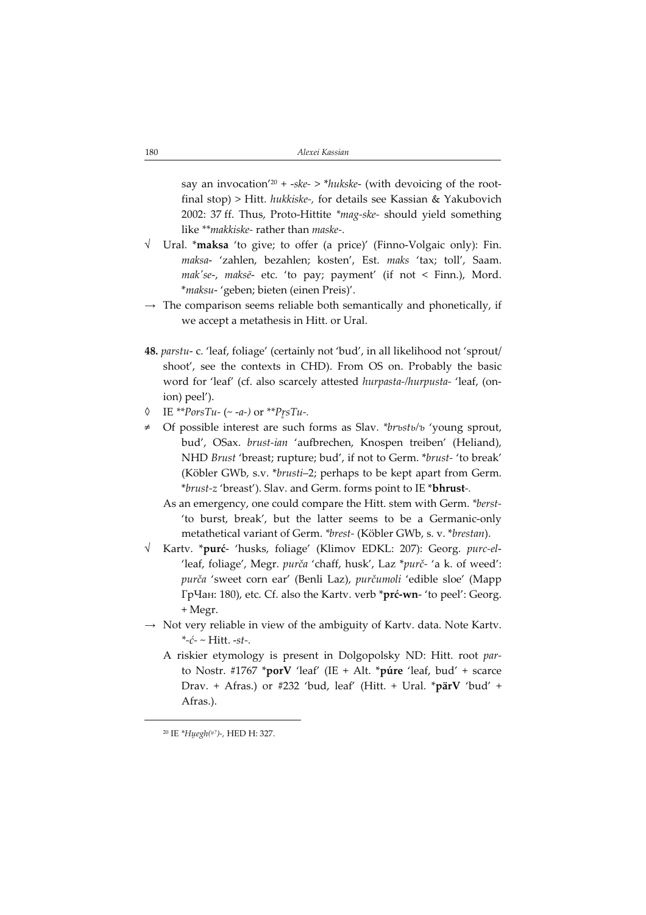say an invocation'[20] + *-ske-* > *\*hukske-* (with devoicing of the root-final stop) > Hitt. *hukkiske-*, for details see Kassian & Yakubovich 2002: 37 ff. Thus, Proto-Hittite *\*mag-ske-* should yield something like *\*\*makkiske-* rather than *maske-*.

√ Ural. \***maksa** 'to give; to offer (a price)' (Finno-Volgaic only): Fin. *maksa-* 'zahlen, bezahlen; kosten', Est. *maks* 'tax; toll', Saam. *mak'se-*, *maksē-* etc. 'to pay; payment' (if not < Finn.), Mord. \**maksu-* 'geben; bieten (einen Preis)'.

→ The comparison seems reliable both semantically and phonetically, if we accept a metathesis in Hitt. or Ural.

**48.** *parstu-* c. 'leaf, foliage' (certainly not 'bud', in all likelihood not 'sprout/shoot', see the contexts in CHD). From OS on. Probably the basic word for 'leaf' (cf. also scarcely attested *hurpasta-/hurpusta-* 'leaf, (onion) peel').

◊ IE *\*\*PorsTu- (~ -a-)* or *\*\*Pr̥sTu-*.

≠ Of possible interest are such forms as Slav. *\*brъstь/ъ* 'young sprout, bud', OSax. *brust-ian* 'aufbrechen, Knospen treiben' (Heliand), NHD *Brust* 'breast; rupture; bud', if not to Germ. \**brust-* 'to break' (Köbler GWb, s.v. \**brusti*–2; perhaps to be kept apart from Germ. \**brust-z* 'breast'). Slav. and Germ. forms point to IE \***bhrust**-.

As an emergency, one could compare the Hitt. stem with Germ. *\*berst-* 'to burst, break', but the latter seems to be a Germanic-only metathetical variant of Germ. *\*brest-* (Köbler GWb, s. v. \**brestan*).

√ Kartv. \***purć**- 'husks, foliage' (Klimov EDKL: 207): Georg. *purc-el-* 'leaf, foliage', Megr. *purča* 'chaff, husk', Laz \**purč-* 'a k. of weed': *purča* 'sweet corn ear' (Benli Laz), *purčumoli* 'edible sloe' (Марр ГрЧан: 180), etc. Cf. also the Kartv. verb \***prć-wn**- 'to peel': Georg. + Megr.

→ Not very reliable in view of the ambiguity of Kartv. data. Note Kartv. *\*-ć-* ~ Hitt. *-st-*.

A riskier etymology is present in Dolgopolsky ND: Hitt. root *par-* to Nostr. #1767 \***porV** 'leaf' (IE + Alt. \***púre** 'leaf, bud' + scarce Drav. + Afras.) or #232 'bud, leaf' (Hitt. + Ural. \***pärV** 'bud' + Afras.).

[20] IE *\*Hu̯egh(u?)-*, HED H: 327.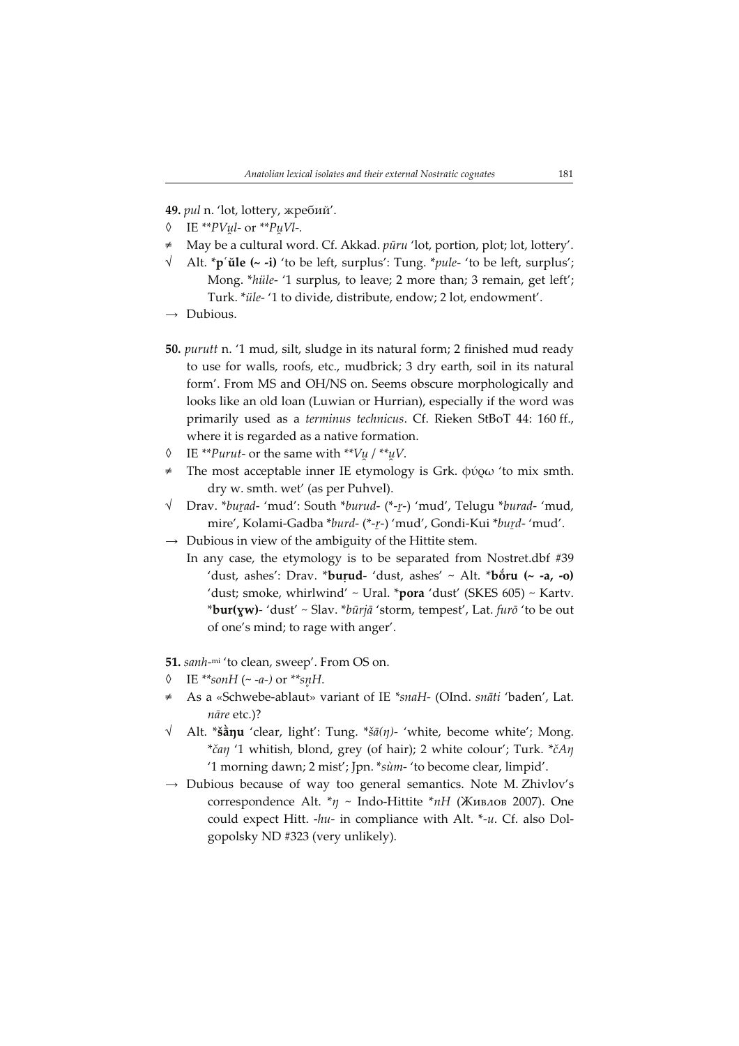**49.** *pul* n. 'lot, lottery, жребий'.

◊ IE *\*\*PVu̯l-* or *\*\*Pu̯Vl-*.

≠ May be a cultural word. Cf. Akkad. *pūru* 'lot, portion, plot; lot, lottery'.

√ Alt. \***p῾ŭle (~ -i)** 'to be left, surplus': Tung. \**pule-* 'to be left, surplus'; Mong. \**hüle-* '1 surplus, to leave; 2 more than; 3 remain, get left'; Turk. \**üle-* '1 to divide, distribute, endow; 2 lot, endowment'.

→ Dubious.

**50.** *purutt* n. '1 mud, silt, sludge in its natural form; 2 finished mud ready to use for walls, roofs, etc., mudbrick; 3 dry earth, soil in its natural form'. From MS and OH/NS on. Seems obscure morphologically and looks like an old loan (Luwian or Hurrian), especially if the word was primarily used as a *terminus technicus*. Cf. Rieken StBoT 44: 160 ff., where it is regarded as a native formation.

◊ IE *\*\*Purut-* or the same with *\*\*Vu̯* / *\*\*u̯V*.

≠ The most acceptable inner IE etymology is Grk. φύρω 'to mix smth. dry w. smth. wet' (as per Puhvel).

√ Drav. \**buṟad-* 'mud': South \**burud-* (\*-*ṟ*-) 'mud', Telugu \**burad-* 'mud, mire', Kolami-Gadba \**burd-* (\*-*ṟ*-) 'mud', Gondi-Kui \**buṟd-* 'mud'.

→ Dubious in view of the ambiguity of the Hittite stem.
In any case, the etymology is to be separated from Nostret.dbf #39 'dust, ashes': Drav. \***buṛud-** 'dust, ashes' ~ Alt. \***bǿru (~ -a, -o)** 'dust; smoke, whirlwind' ~ Ural. \***pora** 'dust' (SKES 605) ~ Kartv. \***bur(ɣw)-** 'dust' ~ Slav. \**būrjā* 'storm, tempest', Lat. *furō* 'to be out of one's mind; to rage with anger'.

**51.** *sanh-*[mi] 'to clean, sweep'. From OS on.

◊ IE *\*\*sonH* (~ *-a-*) or *\*\*sn̥H*.

≠ As a «Schwebe-ablaut» variant of IE *\*snaH-* (OInd. *snāti* 'baden', Lat. *nāre* etc.)?

√ Alt. \***šà̄ŋu** 'clear, light': Tung. \**šā(ŋ)-* 'white, become white'; Mong. \**čaŋ* '1 whitish, blond, grey (of hair); 2 white colour'; Turk. \**čAŋ* '1 morning dawn; 2 mist'; Jpn. \**sùm-* 'to become clear, limpid'.

→ Dubious because of way too general semantics. Note M. Zhivlov's correspondence Alt. \**ŋ* ~ Indo-Hittite \**nH* (Живлов 2007). One could expect Hitt. *-hu-* in compliance with Alt. \*-*u*. Cf. also Dolgopolsky ND #323 (very unlikely).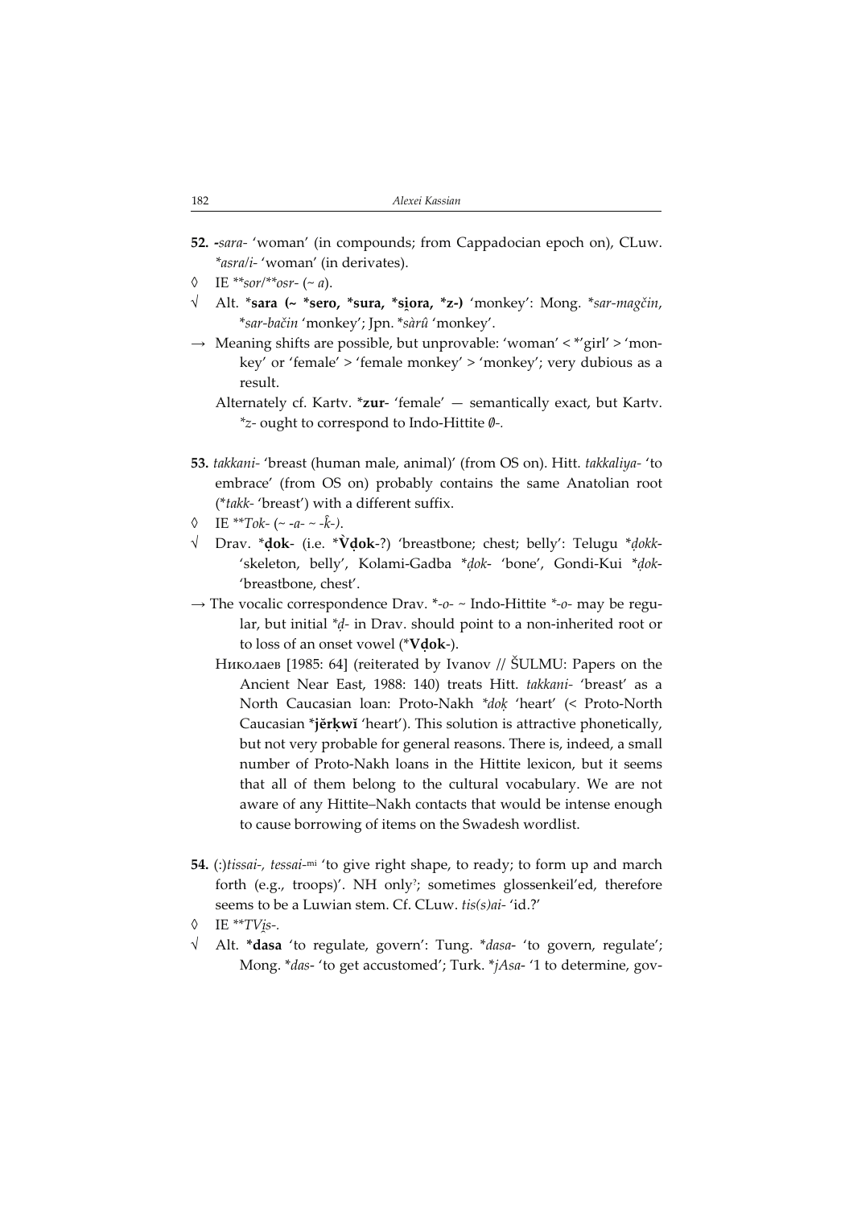**52.** *-sara-* 'woman' (in compounds; from Cappadocian epoch on), CLuw. *\*asra/i-* 'woman' (in derivates).

◊ IE *\*\*sor/\*\*osr-* (~ *a*).

√ Alt. **\*sara (~ \*sero, \*sura, \*si̯ora, \*z-)** 'monkey': Mong. *\*sar-magčin*, *\*sar-bačin* 'monkey'; Jpn. *\*sàrû* 'monkey'.

→ Meaning shifts are possible, but unprovable: 'woman' < \*'girl' > 'monkey' or 'female' > 'female monkey' > 'monkey'; very dubious as a result.

Alternately cf. Kartv. **\*zur-** 'female' — semantically exact, but Kartv. *\*z-* ought to correspond to Indo-Hittite *∅-*.

**53.** *takkani-* 'breast (human male, animal)' (from OS on). Hitt. *takkaliya-* 'to embrace' (from OS on) probably contains the same Anatolian root (*\*takk-* 'breast') with a different suffix.

◊ IE *\*\*Tok-* (~ *-a-* ~ *-k̂-*).

√ Drav. **\*ḍok-** (i.e. **\*V̀ḍok-**?) 'breastbone; chest; belly': Telugu *\*ḍokk-* 'skeleton, belly', Kolami-Gadba *\*ḍok-* 'bone', Gondi-Kui *\*ḍok-* 'breastbone, chest'.

→ The vocalic correspondence Drav. *\*-o-* ~ Indo-Hittite *\*-o-* may be regular, but initial *\*ḍ-* in Drav. should point to a non-inherited root or to loss of an onset vowel (**\*Vḍok-**).

Николаев [1985: 64] (reiterated by Ivanov // ŠULMU: Papers on the Ancient Near East, 1988: 140) treats Hitt. *takkani-* 'breast' as a North Caucasian loan: Proto-Nakh *\*doḳ* 'heart' (< Proto-North Caucasian **\*jĕrḳwĭ** 'heart'). This solution is attractive phonetically, but not very probable for general reasons. There is, indeed, a small number of Proto-Nakh loans in the Hittite lexicon, but it seems that all of them belong to the cultural vocabulary. We are not aware of any Hittite–Nakh contacts that would be intense enough to cause borrowing of items on the Swadesh wordlist.

**54.** (:)*tissai-, tessai-*ᵐⁱ 'to give right shape, to ready; to form up and march forth (e.g., troops)'. NH only?; sometimes glossenkeil'ed, therefore seems to be a Luwian stem. Cf. CLuw. *tis(s)ai-* 'id.?'

◊ IE *\*\*TVi̯s-*.

√ Alt. **\*dasa** 'to regulate, govern': Tung. *\*dasa-* 'to govern, regulate'; Mong. *\*das-* 'to get accustomed'; Turk. *\*jAsa-* '1 to determine, gov-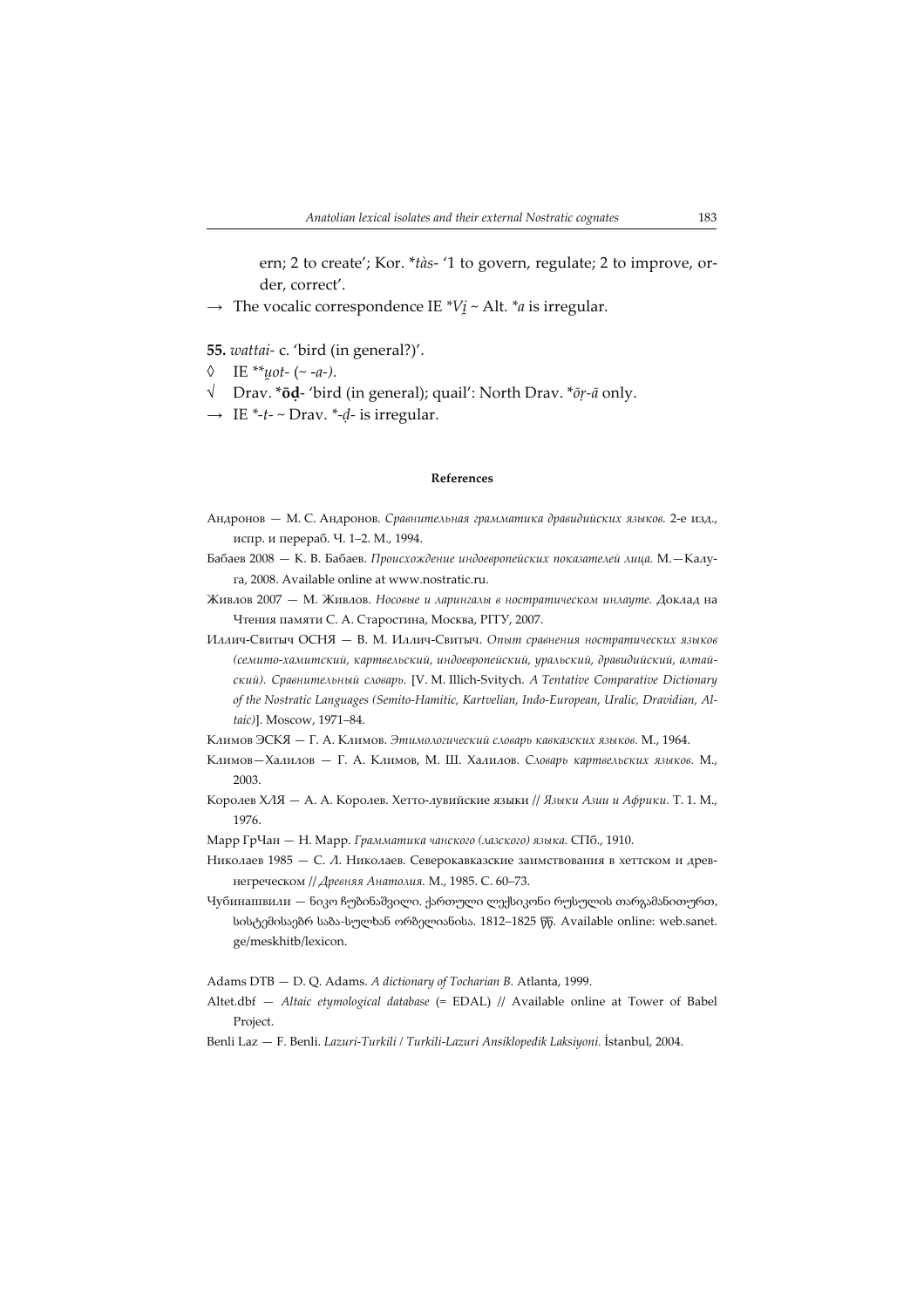ern; 2 to create'; Kor. *tàs- '1 to govern, regulate; 2 to improve, order, correct'.

→ The vocalic correspondence IE *Vi̯ ~ Alt. *a is irregular.

**55.** *wattai-* c. 'bird (in general?)'.

◊ IE ***u̯ot-* (~ *-a-*).

√ Drav. ***ōḍ-*** 'bird (in general); quail': North Drav. **ōṛ-ā* only.

→ IE *-t- ~ Drav. *-ḍ- is irregular.

#### References

Андронов — М. С. Андронов. *Сравнительная грамматика дравидийских языков.* 2-е изд., испр. и перераб. Ч. 1–2. М., 1994.

Бабаев 2008 — К. В. Бабаев. *Происхождение индоевропейских показателей лица.* М.—Калуга, 2008. Available online at www.nostratic.ru.

Живлов 2007 — М. Живлов. *Носовые и ларингалы в ностратическом инлауте.* Доклад на Чтения памяти С. А. Старостина, Москва, РГГУ, 2007.

Иллич-Свитыч ОСНЯ — В. М. Иллич-Свитыч. *Опыт сравнения ностратических языков (семито-хамитский, картвельский, индоевропейский, уральский, дравидийский, алтайский). Сравнительный словарь.* [V. M. Illich-Svitych. *A Tentative Comparative Dictionary of the Nostratic Languages (Semito-Hamitic, Kartvelian, Indo-European, Uralic, Dravidian, Altaic)*]. Moscow, 1971–84.

Климов ЭСКЯ — Г. А. Климов. *Этимологический словарь кавказских языков.* М., 1964.

Климов—Халилов — Г. А. Климов, М. Ш. Халилов. *Словарь картвельских языков.* М., 2003.

Королев ХЛЯ — А. А. Королев. Хетто-лувийские языки // *Языки Азии и Африки.* Т. 1. М., 1976.

Марр ГрЧан — Н. Марр. *Грамматика чанского (лазского) языка.* СПб., 1910.

Николаев 1985 — С. Л. Николаев. Северокавказские заимствования в хеттском и древнегреческом // *Древняя Анатолия.* М., 1985. С. 60–73.

Чубинашвили — ნიკო ჩუბინაშვილი. ქართული ლექსიკონი რუსულის თარგამანითურთ, სისტემისაებრ საბა-სულხან ორბელიანისა. 1812–1825 წწ. Available online: web.sanet.ge/meskhitb/lexicon.

Adams DTB — D. Q. Adams. *A dictionary of Tocharian B.* Atlanta, 1999.

Altet.dbf — *Altaic etymological database* (= EDAL) // Available online at Tower of Babel Project.

Benli Laz — F. Benli. *Lazuri-Turkili / Turkili-Lazuri Ansiklopedik Laksiyoni.* İstanbul, 2004.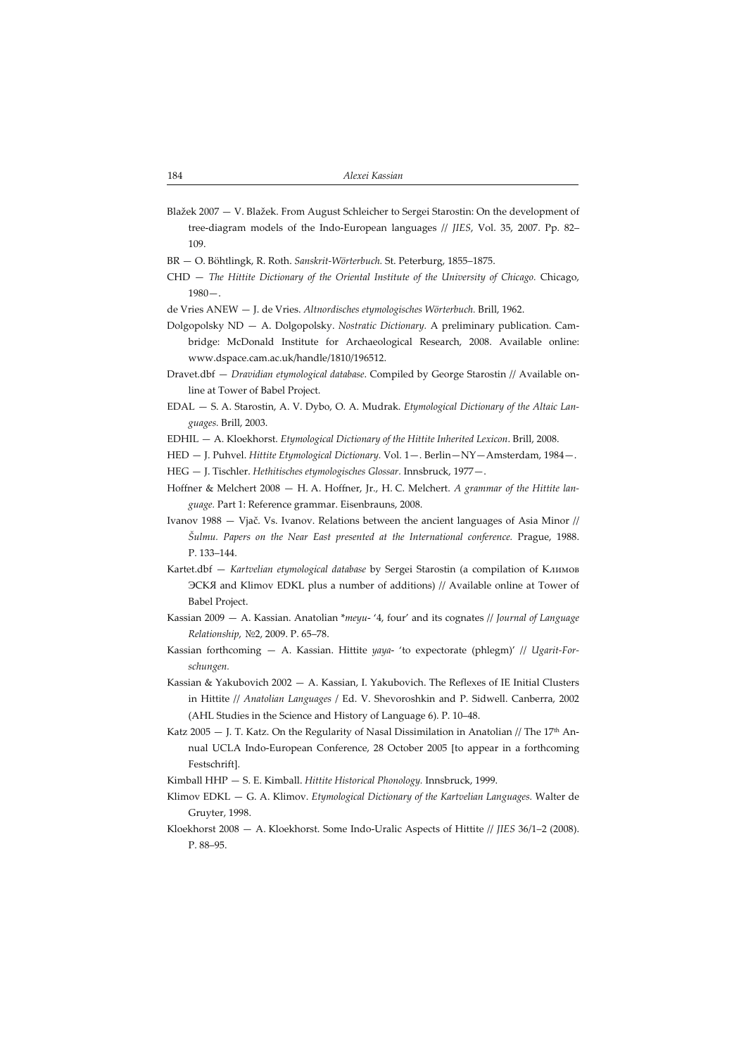Blažek 2007 — V. Blažek. From August Schleicher to Sergei Starostin: On the development of tree-diagram models of the Indo-European languages // *JIES*, Vol. 35, 2007. Pp. 82–109.

BR — O. Böhtlingk, R. Roth. *Sanskrit-Wörterbuch.* St. Peterburg, 1855–1875.

CHD — *The Hittite Dictionary of the Oriental Institute of the University of Chicago.* Chicago, 1980—.

de Vries ANEW — J. de Vries. *Altnordisches etymologisches Wörterbuch.* Brill, 1962.

Dolgopolsky ND — A. Dolgopolsky. *Nostratic Dictionary.* A preliminary publication. Cambridge: McDonald Institute for Archaeological Research, 2008. Available online: www.dspace.cam.ac.uk/handle/1810/196512.

Dravet.dbf — *Dravidian etymological database*. Compiled by George Starostin // Available online at Tower of Babel Project.

EDAL — S. A. Starostin, A. V. Dybo, O. A. Mudrak. *Etymological Dictionary of the Altaic Languages.* Brill, 2003.

EDHIL — A. Kloekhorst. *Etymological Dictionary of the Hittite Inherited Lexicon*. Brill, 2008.

HED — J. Puhvel. *Hittite Etymological Dictionary.* Vol. 1—. Berlin—NY—Amsterdam, 1984—.

HEG — J. Tischler. *Hethitisches etymologisches Glossar.* Innsbruck, 1977—.

Hoffner & Melchert 2008 — H. A. Hoffner, Jr., H. C. Melchert. *A grammar of the Hittite language.* Part 1: Reference grammar. Eisenbrauns, 2008.

Ivanov 1988 — Vjač. Vs. Ivanov. Relations between the ancient languages of Asia Minor // *Šulmu. Papers on the Near East presented at the International conference.* Prague, 1988. P. 133–144.

Kartet.dbf — *Kartvelian etymological database* by Sergei Starostin (a compilation of Климов ЭСКЯ and Klimov EDKL plus a number of additions) // Available online at Tower of Babel Project.

Kassian 2009 — A. Kassian. Anatolian *\*meyu-* '4, four' and its cognates // *Journal of Language Relationship,* №2, 2009. P. 65–78.

Kassian forthcoming — A. Kassian. Hittite *yaya-* 'to expectorate (phlegm)' // *Ugarit-Forschungen.*

Kassian & Yakubovich 2002 — A. Kassian, I. Yakubovich. The Reflexes of IE Initial Clusters in Hittite // *Anatolian Languages* / Ed. V. Shevoroshkin and P. Sidwell. Canberra, 2002 (AHL Studies in the Science and History of Language 6). P. 10–48.

Katz 2005 — J. T. Katz. On the Regularity of Nasal Dissimilation in Anatolian // The 17th Annual UCLA Indo-European Conference, 28 October 2005 [to appear in a forthcoming Festschrift].

Kimball HHP — S. E. Kimball. *Hittite Historical Phonology.* Innsbruck, 1999.

Klimov EDKL — G. A. Klimov. *Etymological Dictionary of the Kartvelian Languages.* Walter de Gruyter, 1998.

Kloekhorst 2008 — A. Kloekhorst. Some Indo-Uralic Aspects of Hittite // *JIES* 36/1–2 (2008). P. 88–95.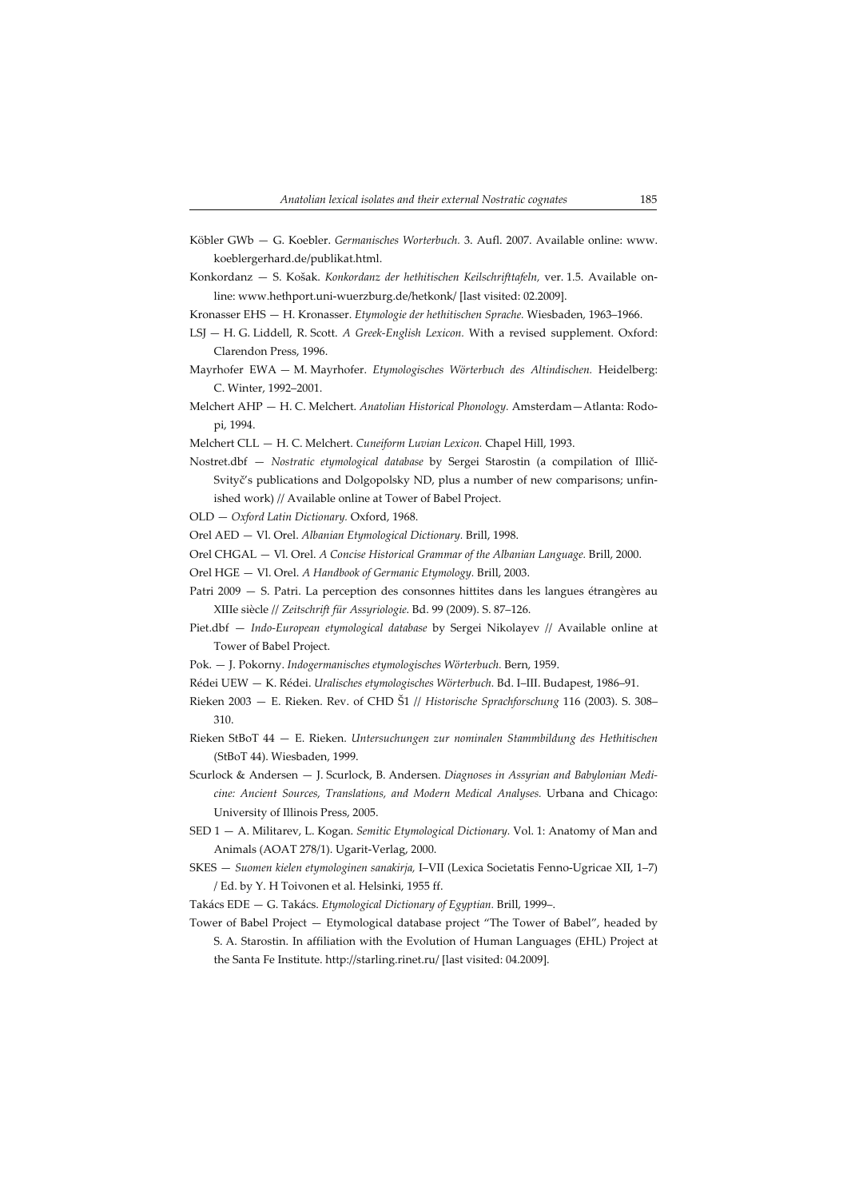Köbler GWb — G. Koebler. *Germanisches Worterbuch.* 3. Aufl. 2007. Available online: www.koeblergerhard.de/publikat.html.

Konkordanz — S. Košak. *Konkordanz der hethitischen Keilschrifttafeln,* ver. 1.5. Available online: www.hethport.uni-wuerzburg.de/hetkonk/ [last visited: 02.2009].

Kronasser EHS — H. Kronasser. *Etymologie der hethitischen Sprache.* Wiesbaden, 1963–1966.

LSJ — H. G. Liddell, R. Scott. *A Greek-English Lexicon.* With a revised supplement. Oxford: Clarendon Press, 1996.

Mayrhofer EWA — M. Mayrhofer. *Etymologisches Wörterbuch des Altindischen.* Heidelberg: C. Winter, 1992–2001.

Melchert AHP — H. C. Melchert. *Anatolian Historical Phonology.* Amsterdam—Atlanta: Rodopi, 1994.

Melchert CLL — H. C. Melchert. *Cuneiform Luvian Lexicon.* Chapel Hill, 1993.

Nostret.dbf — *Nostratic etymological database* by Sergei Starostin (a compilation of Illič-Svityč's publications and Dolgopolsky ND, plus a number of new comparisons; unfinished work) // Available online at Tower of Babel Project.

OLD — *Oxford Latin Dictionary.* Oxford, 1968.

Orel AED — Vl. Orel. *Albanian Etymological Dictionary.* Brill, 1998.

Orel CHGAL — Vl. Orel. *A Concise Historical Grammar of the Albanian Language.* Brill, 2000.

Orel HGE — Vl. Orel. *A Handbook of Germanic Etymology.* Brill, 2003.

Patri 2009 — S. Patri. La perception des consonnes hittites dans les langues étrangères au XIIIe siècle // *Zeitschrift für Assyriologie.* Bd. 99 (2009). S. 87–126.

Piet.dbf — *Indo-European etymological database* by Sergei Nikolayev // Available online at Tower of Babel Project.

Pok. — J. Pokorny. *Indogermanisches etymologisches Wörterbuch.* Bern, 1959.

Rédei UEW — K. Rédei. *Uralisches etymologisches Wörterbuch.* Bd. I–III. Budapest, 1986–91.

Rieken 2003 — E. Rieken. Rev. of CHD Š1 // *Historische Sprachforschung* 116 (2003). S. 308–310.

Rieken StBoT 44 — E. Rieken. *Untersuchungen zur nominalen Stammbildung des Hethitischen* (StBoT 44). Wiesbaden, 1999.

Scurlock & Andersen — J. Scurlock, B. Andersen. *Diagnoses in Assyrian and Babylonian Medicine: Ancient Sources, Translations, and Modern Medical Analyses.* Urbana and Chicago: University of Illinois Press, 2005.

SED 1 — A. Militarev, L. Kogan. *Semitic Etymological Dictionary.* Vol. 1: Anatomy of Man and Animals (AOAT 278/1). Ugarit-Verlag, 2000.

SKES — *Suomen kielen etymologinen sanakirja,* I–VII (Lexica Societatis Fenno-Ugricae XII, 1–7) / Ed. by Y. H Toivonen et al. Helsinki, 1955 ff.

Takács EDE — G. Takács. *Etymological Dictionary of Egyptian.* Brill, 1999–.

Tower of Babel Project — Etymological database project "The Tower of Babel", headed by S. A. Starostin. In affiliation with the Evolution of Human Languages (EHL) Project at the Santa Fe Institute. http://starling.rinet.ru/ [last visited: 04.2009].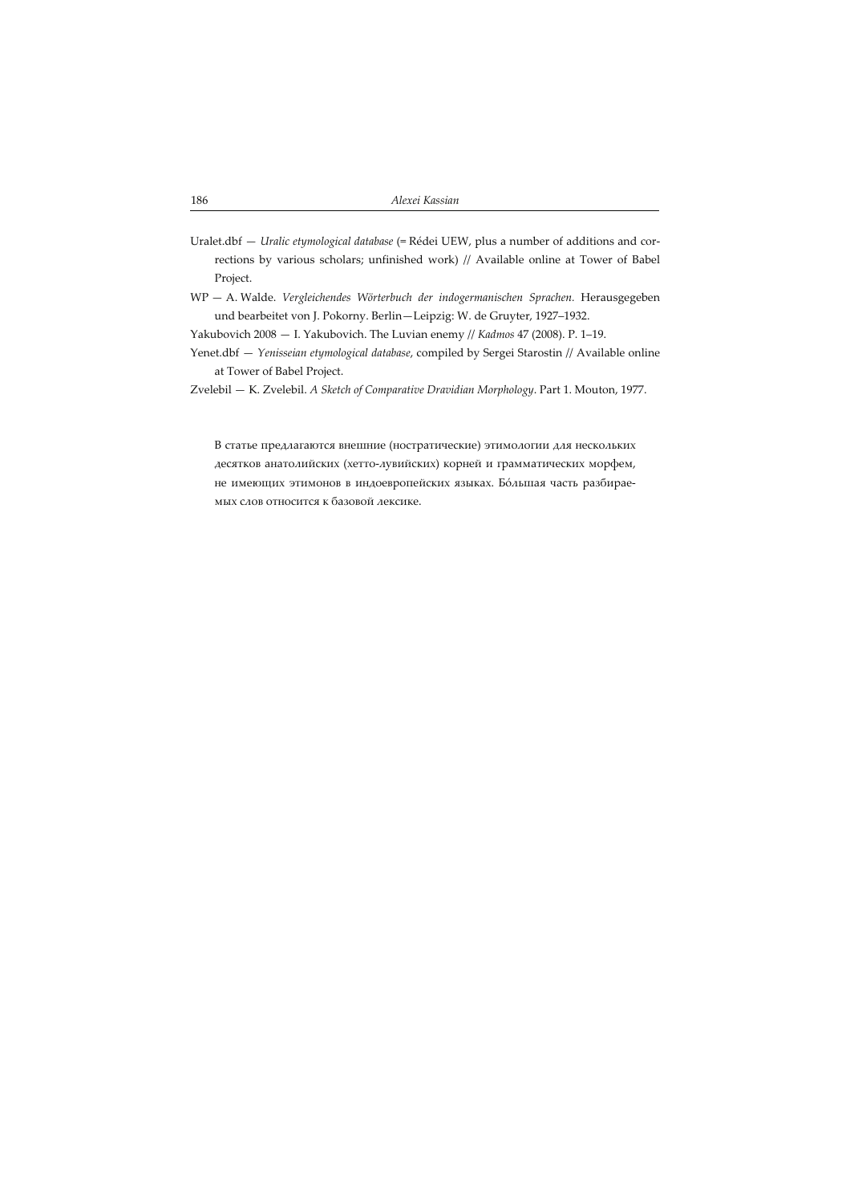Uralet.dbf — *Uralic etymological database* (= Rédei UEW, plus a number of additions and corrections by various scholars; unfinished work) // Available online at Tower of Babel Project.

WP — A. Walde. *Vergleichendes Wörterbuch der indogermanischen Sprachen.* Herausgegeben und bearbeitet von J. Pokorny. Berlin—Leipzig: W. de Gruyter, 1927–1932.

Yakubovich 2008 — I. Yakubovich. The Luvian enemy // *Kadmos* 47 (2008). P. 1–19.

Yenet.dbf — *Yenisseian etymological database*, compiled by Sergei Starostin // Available online at Tower of Babel Project.

Zvelebil — K. Zvelebil. *A Sketch of Comparative Dravidian Morphology*. Part 1. Mouton, 1977.

В статье предлагаются внешние (ностратические) этимологии для нескольких десятков анатолийских (хетто-лувийских) корней и грамматических морфем, не имеющих этимонов в индоевропейских языках. Бóльшая часть разбираемых слов относится к базовой лексике.